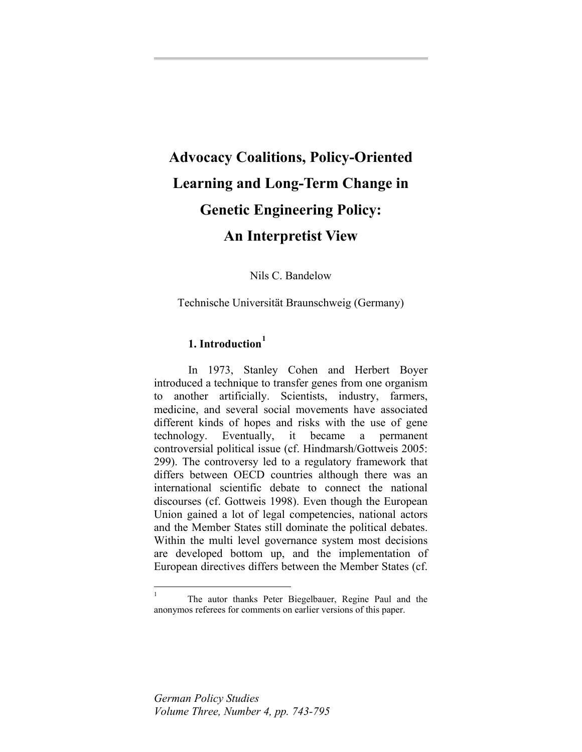# Advocacy Coalitions, Policy-Oriented Learning and Long-Term Change in Genetic Engineering Policy: An Interpretist View

Nils C. Bandelow

Technische Universität Braunschweig (Germany)

## 1. Introduction[1]

In 1973, Stanley Cohen and Herbert Boyer introduced a technique to transfer genes from one organism to another artificially. Scientists, industry, farmers, medicine, and several social movements have associated different kinds of hopes and risks with the use of gene technology. Eventually, it became a permanent controversial political issue (cf. Hindmarsh/Gottweis 2005: 299). The controversy led to a regulatory framework that differs between OECD countries although there was an international scientific debate to connect the national discourses (cf. Gottweis 1998). Even though the European Union gained a lot of legal competencies, national actors and the Member States still dominate the political debates. Within the multi level governance system most decisions are developed bottom up, and the implementation of European directives differs between the Member States (cf.

---

[1] The autor thanks Peter Biegelbauer, Regine Paul and the anonymos referees for comments on earlier versions of this paper.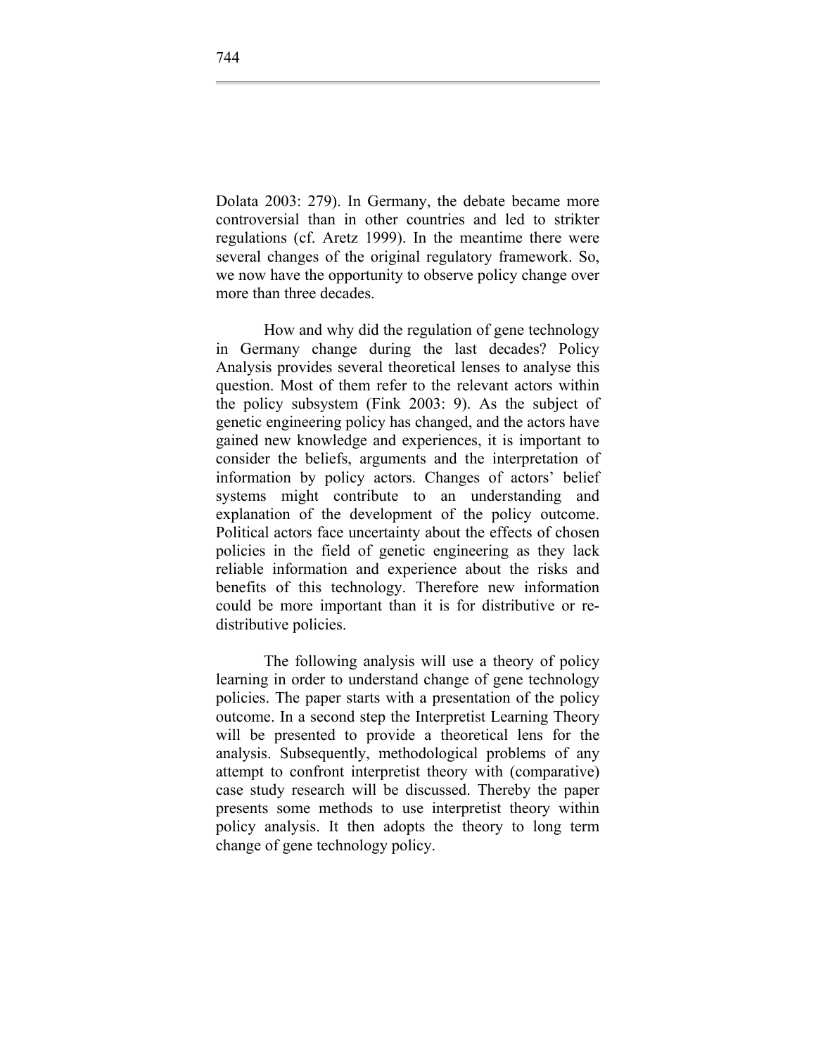Dolata 2003: 279). In Germany, the debate became more controversial than in other countries and led to strikter regulations (cf. Aretz 1999). In the meantime there were several changes of the original regulatory framework. So, we now have the opportunity to observe policy change over more than three decades.

How and why did the regulation of gene technology in Germany change during the last decades? Policy Analysis provides several theoretical lenses to analyse this question. Most of them refer to the relevant actors within the policy subsystem (Fink 2003: 9). As the subject of genetic engineering policy has changed, and the actors have gained new knowledge and experiences, it is important to consider the beliefs, arguments and the interpretation of information by policy actors. Changes of actors' belief systems might contribute to an understanding and explanation of the development of the policy outcome. Political actors face uncertainty about the effects of chosen policies in the field of genetic engineering as they lack reliable information and experience about the risks and benefits of this technology. Therefore new information could be more important than it is for distributive or re-distributive policies.

The following analysis will use a theory of policy learning in order to understand change of gene technology policies. The paper starts with a presentation of the policy outcome. In a second step the Interpretist Learning Theory will be presented to provide a theoretical lens for the analysis. Subsequently, methodological problems of any attempt to confront interpretist theory with (comparative) case study research will be discussed. Thereby the paper presents some methods to use interpretist theory within policy analysis. It then adopts the theory to long term change of gene technology policy.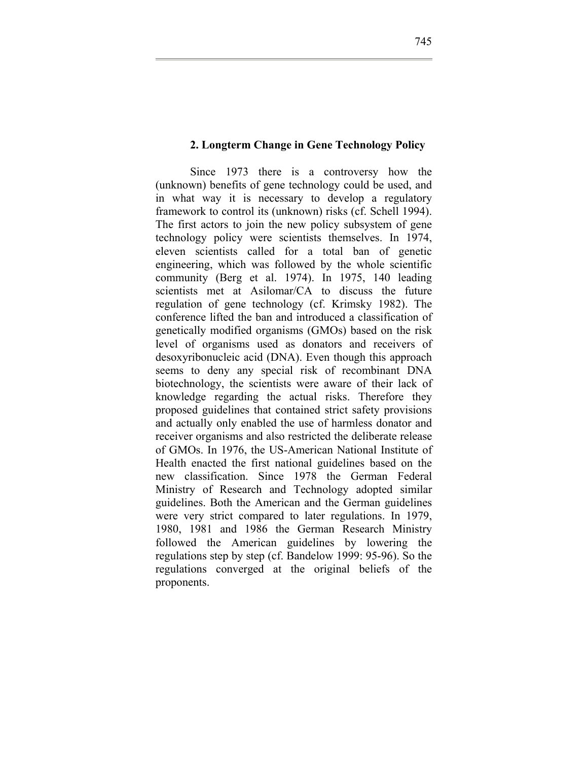## 2. Longterm Change in Gene Technology Policy

Since 1973 there is a controversy how the (unknown) benefits of gene technology could be used, and in what way it is necessary to develop a regulatory framework to control its (unknown) risks (cf. Schell 1994). The first actors to join the new policy subsystem of gene technology policy were scientists themselves. In 1974, eleven scientists called for a total ban of genetic engineering, which was followed by the whole scientific community (Berg et al. 1974). In 1975, 140 leading scientists met at Asilomar/CA to discuss the future regulation of gene technology (cf. Krimsky 1982). The conference lifted the ban and introduced a classification of genetically modified organisms (GMOs) based on the risk level of organisms used as donators and receivers of desoxyribonucleic acid (DNA). Even though this approach seems to deny any special risk of recombinant DNA biotechnology, the scientists were aware of their lack of knowledge regarding the actual risks. Therefore they proposed guidelines that contained strict safety provisions and actually only enabled the use of harmless donator and receiver organisms and also restricted the deliberate release of GMOs. In 1976, the US-American National Institute of Health enacted the first national guidelines based on the new classification. Since 1978 the German Federal Ministry of Research and Technology adopted similar guidelines. Both the American and the German guidelines were very strict compared to later regulations. In 1979, 1980, 1981 and 1986 the German Research Ministry followed the American guidelines by lowering the regulations step by step (cf. Bandelow 1999: 95-96). So the regulations converged at the original beliefs of the proponents.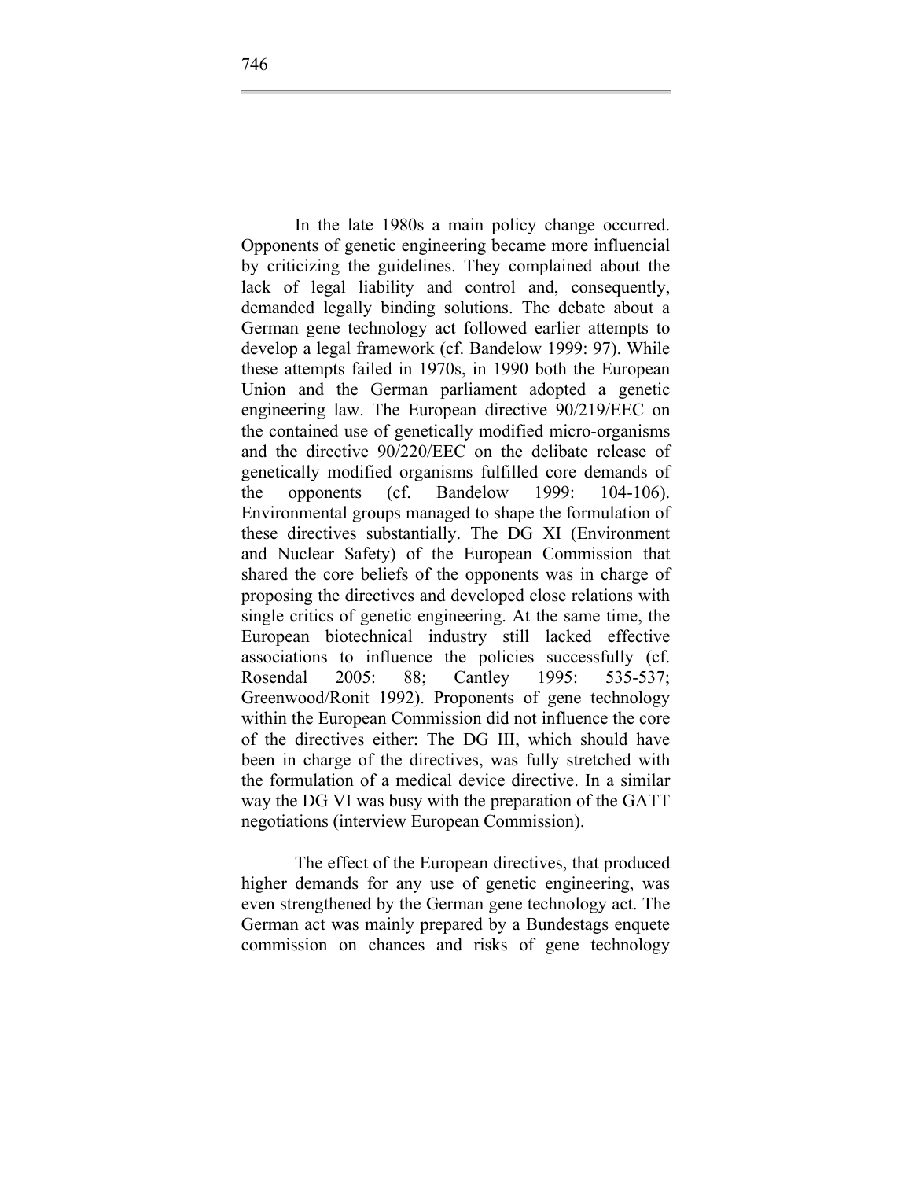In the late 1980s a main policy change occurred. Opponents of genetic engineering became more influencial by criticizing the guidelines. They complained about the lack of legal liability and control and, consequently, demanded legally binding solutions. The debate about a German gene technology act followed earlier attempts to develop a legal framework (cf. Bandelow 1999: 97). While these attempts failed in 1970s, in 1990 both the European Union and the German parliament adopted a genetic engineering law. The European directive 90/219/EEC on the contained use of genetically modified micro-organisms and the directive 90/220/EEC on the delibate release of genetically modified organisms fulfilled core demands of the opponents (cf. Bandelow 1999: 104-106). Environmental groups managed to shape the formulation of these directives substantially. The DG XI (Environment and Nuclear Safety) of the European Commission that shared the core beliefs of the opponents was in charge of proposing the directives and developed close relations with single critics of genetic engineering. At the same time, the European biotechnical industry still lacked effective associations to influence the policies successfully (cf. Rosendal 2005: 88; Cantley 1995: 535-537; Greenwood/Ronit 1992). Proponents of gene technology within the European Commission did not influence the core of the directives either: The DG III, which should have been in charge of the directives, was fully stretched with the formulation of a medical device directive. In a similar way the DG VI was busy with the preparation of the GATT negotiations (interview European Commission).

The effect of the European directives, that produced higher demands for any use of genetic engineering, was even strengthened by the German gene technology act. The German act was mainly prepared by a Bundestags enquete commission on chances and risks of gene technology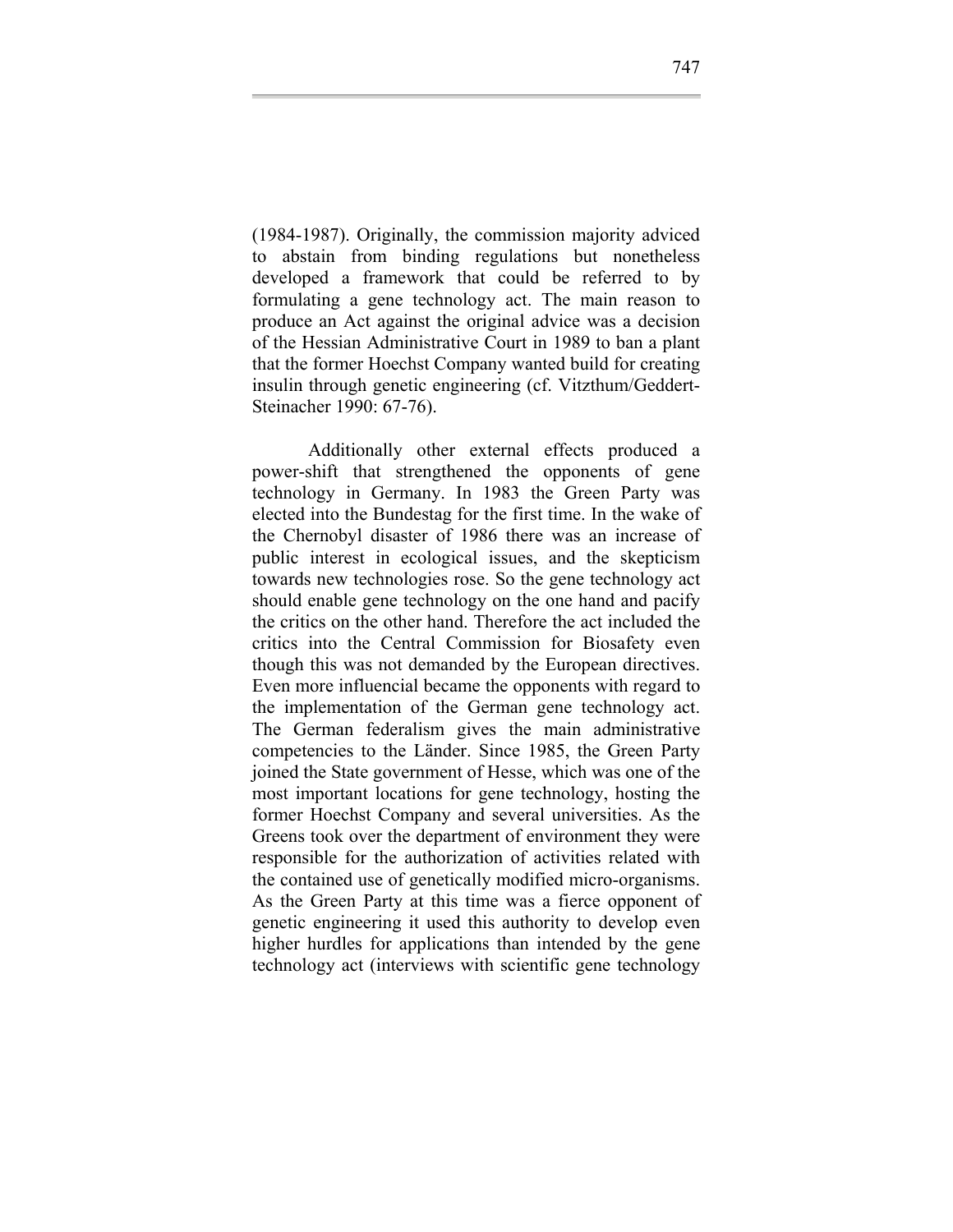(1984-1987). Originally, the commission majority adviced to abstain from binding regulations but nonetheless developed a framework that could be referred to by formulating a gene technology act. The main reason to produce an Act against the original advice was a decision of the Hessian Administrative Court in 1989 to ban a plant that the former Hoechst Company wanted build for creating insulin through genetic engineering (cf. Vitzthum/Geddert-Steinacher 1990: 67-76).

Additionally other external effects produced a power-shift that strengthened the opponents of gene technology in Germany. In 1983 the Green Party was elected into the Bundestag for the first time. In the wake of the Chernobyl disaster of 1986 there was an increase of public interest in ecological issues, and the skepticism towards new technologies rose. So the gene technology act should enable gene technology on the one hand and pacify the critics on the other hand. Therefore the act included the critics into the Central Commission for Biosafety even though this was not demanded by the European directives. Even more influencial became the opponents with regard to the implementation of the German gene technology act. The German federalism gives the main administrative competencies to the Länder. Since 1985, the Green Party joined the State government of Hesse, which was one of the most important locations for gene technology, hosting the former Hoechst Company and several universities. As the Greens took over the department of environment they were responsible for the authorization of activities related with the contained use of genetically modified micro-organisms. As the Green Party at this time was a fierce opponent of genetic engineering it used this authority to develop even higher hurdles for applications than intended by the gene technology act (interviews with scientific gene technology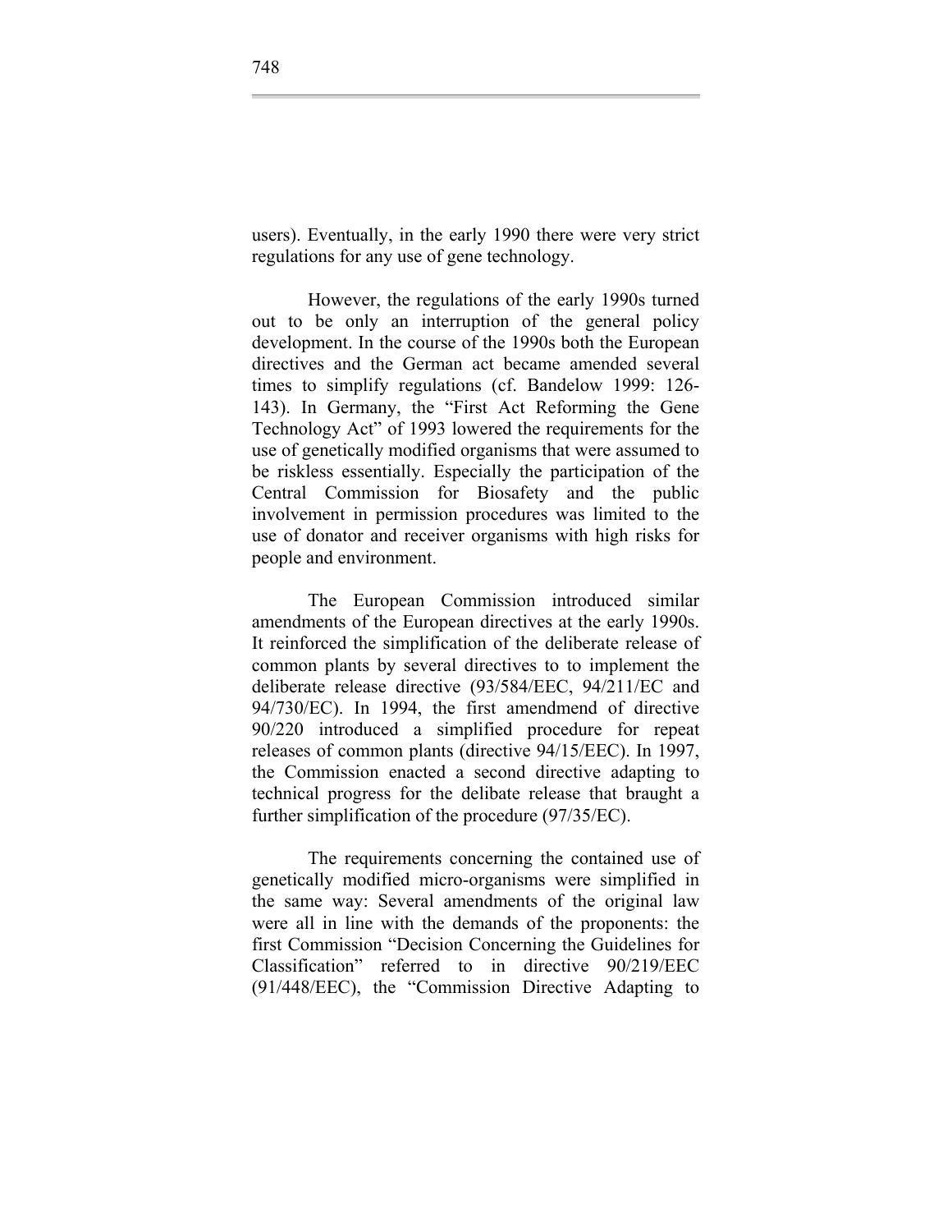users). Eventually, in the early 1990 there were very strict regulations for any use of gene technology.

However, the regulations of the early 1990s turned out to be only an interruption of the general policy development. In the course of the 1990s both the European directives and the German act became amended several times to simplify regulations (cf. Bandelow 1999: 126-143). In Germany, the "First Act Reforming the Gene Technology Act" of 1993 lowered the requirements for the use of genetically modified organisms that were assumed to be riskless essentially. Especially the participation of the Central Commission for Biosafety and the public involvement in permission procedures was limited to the use of donator and receiver organisms with high risks for people and environment.

The European Commission introduced similar amendments of the European directives at the early 1990s. It reinforced the simplification of the deliberate release of common plants by several directives to to implement the deliberate release directive (93/584/EEC, 94/211/EC and 94/730/EC). In 1994, the first amendmend of directive 90/220 introduced a simplified procedure for repeat releases of common plants (directive 94/15/EEC). In 1997, the Commission enacted a second directive adapting to technical progress for the delibate release that braught a further simplification of the procedure (97/35/EC).

The requirements concerning the contained use of genetically modified micro-organisms were simplified in the same way: Several amendments of the original law were all in line with the demands of the proponents: the first Commission "Decision Concerning the Guidelines for Classification" referred to in directive 90/219/EEC (91/448/EEC), the "Commission Directive Adapting to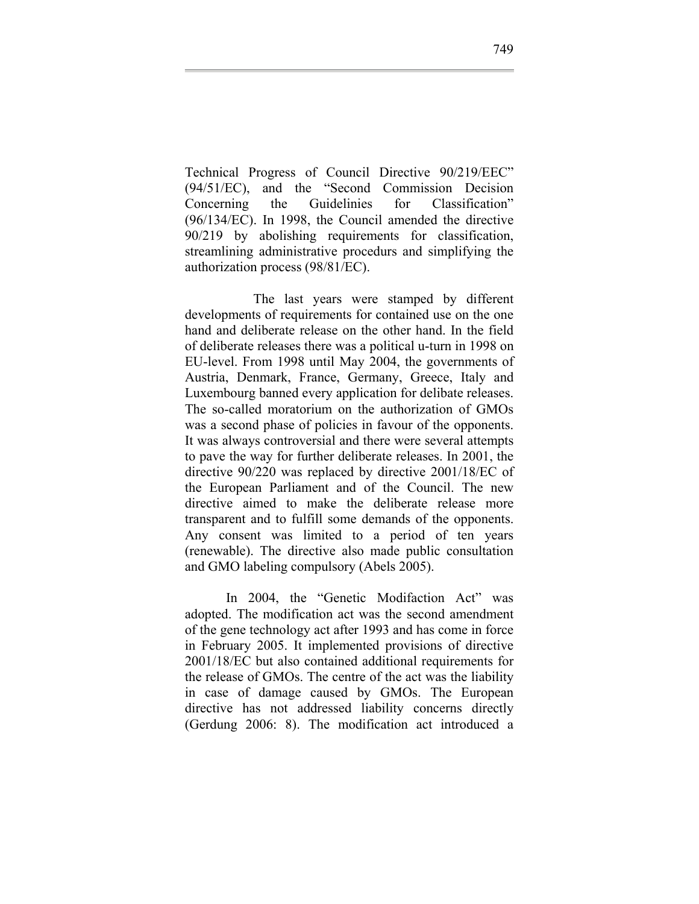Technical Progress of Council Directive 90/219/EEC" (94/51/EC), and the "Second Commission Decision Concerning the Guidelinies for Classification" (96/134/EC). In 1998, the Council amended the directive 90/219 by abolishing requirements for classification, streamlining administrative procedurs and simplifying the authorization process (98/81/EC).

The last years were stamped by different developments of requirements for contained use on the one hand and deliberate release on the other hand. In the field of deliberate releases there was a political u-turn in 1998 on EU-level. From 1998 until May 2004, the governments of Austria, Denmark, France, Germany, Greece, Italy and Luxembourg banned every application for delibate releases. The so-called moratorium on the authorization of GMOs was a second phase of policies in favour of the opponents. It was always controversial and there were several attempts to pave the way for further deliberate releases. In 2001, the directive 90/220 was replaced by directive 2001/18/EC of the European Parliament and of the Council. The new directive aimed to make the deliberate release more transparent and to fulfill some demands of the opponents. Any consent was limited to a period of ten years (renewable). The directive also made public consultation and GMO labeling compulsory (Abels 2005).

In 2004, the "Genetic Modifaction Act" was adopted. The modification act was the second amendment of the gene technology act after 1993 and has come in force in February 2005. It implemented provisions of directive 2001/18/EC but also contained additional requirements for the release of GMOs. The centre of the act was the liability in case of damage caused by GMOs. The European directive has not addressed liability concerns directly (Gerdung 2006: 8). The modification act introduced a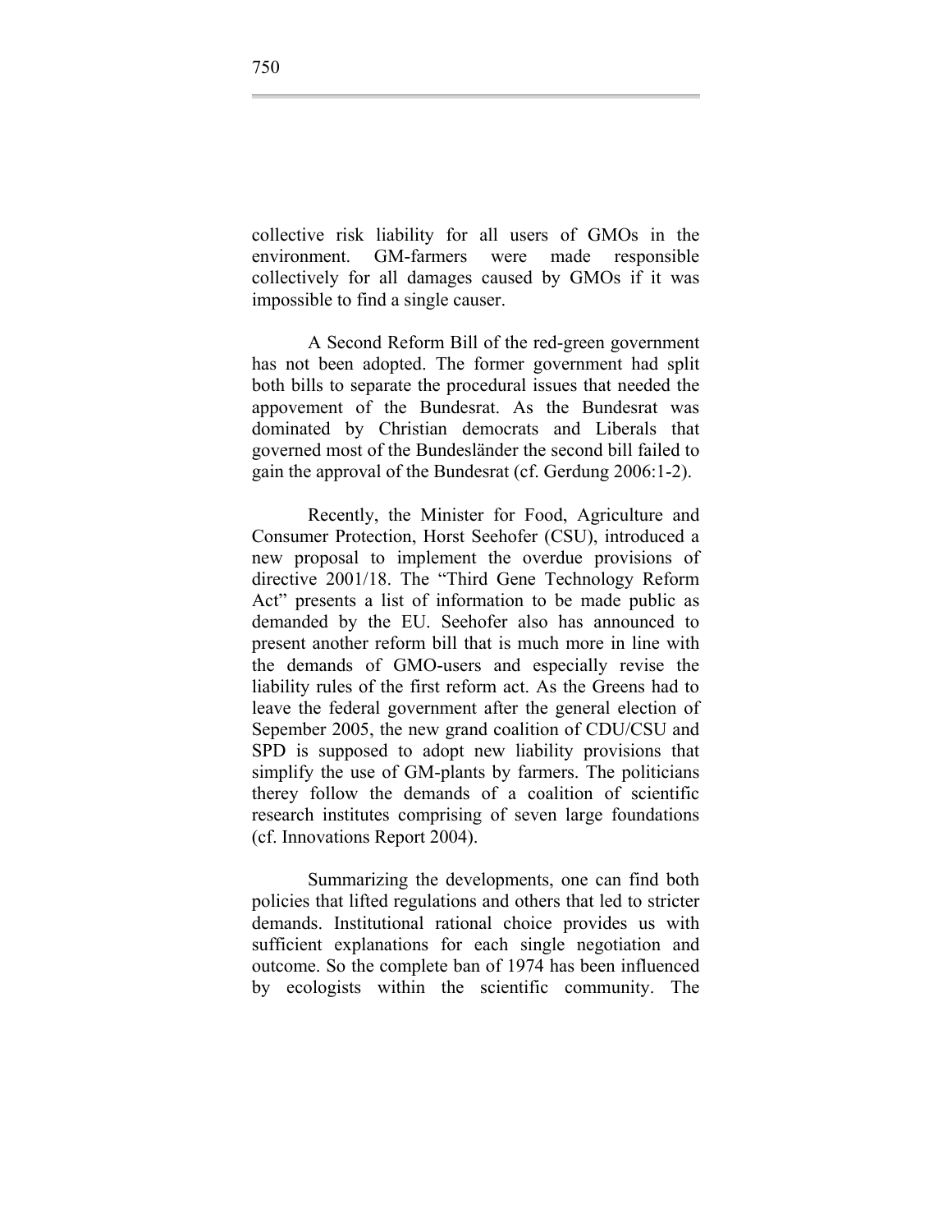collective risk liability for all users of GMOs in the environment. GM-farmers were made responsible collectively for all damages caused by GMOs if it was impossible to find a single causer.

A Second Reform Bill of the red-green government has not been adopted. The former government had split both bills to separate the procedural issues that needed the appovement of the Bundesrat. As the Bundesrat was dominated by Christian democrats and Liberals that governed most of the Bundesländer the second bill failed to gain the approval of the Bundesrat (cf. Gerdung 2006:1-2).

Recently, the Minister for Food, Agriculture and Consumer Protection, Horst Seehofer (CSU), introduced a new proposal to implement the overdue provisions of directive 2001/18. The "Third Gene Technology Reform Act" presents a list of information to be made public as demanded by the EU. Seehofer also has announced to present another reform bill that is much more in line with the demands of GMO-users and especially revise the liability rules of the first reform act. As the Greens had to leave the federal government after the general election of Sepember 2005, the new grand coalition of CDU/CSU and SPD is supposed to adopt new liability provisions that simplify the use of GM-plants by farmers. The politicians therey follow the demands of a coalition of scientific research institutes comprising of seven large foundations (cf. Innovations Report 2004).

Summarizing the developments, one can find both policies that lifted regulations and others that led to stricter demands. Institutional rational choice provides us with sufficient explanations for each single negotiation and outcome. So the complete ban of 1974 has been influenced by ecologists within the scientific community. The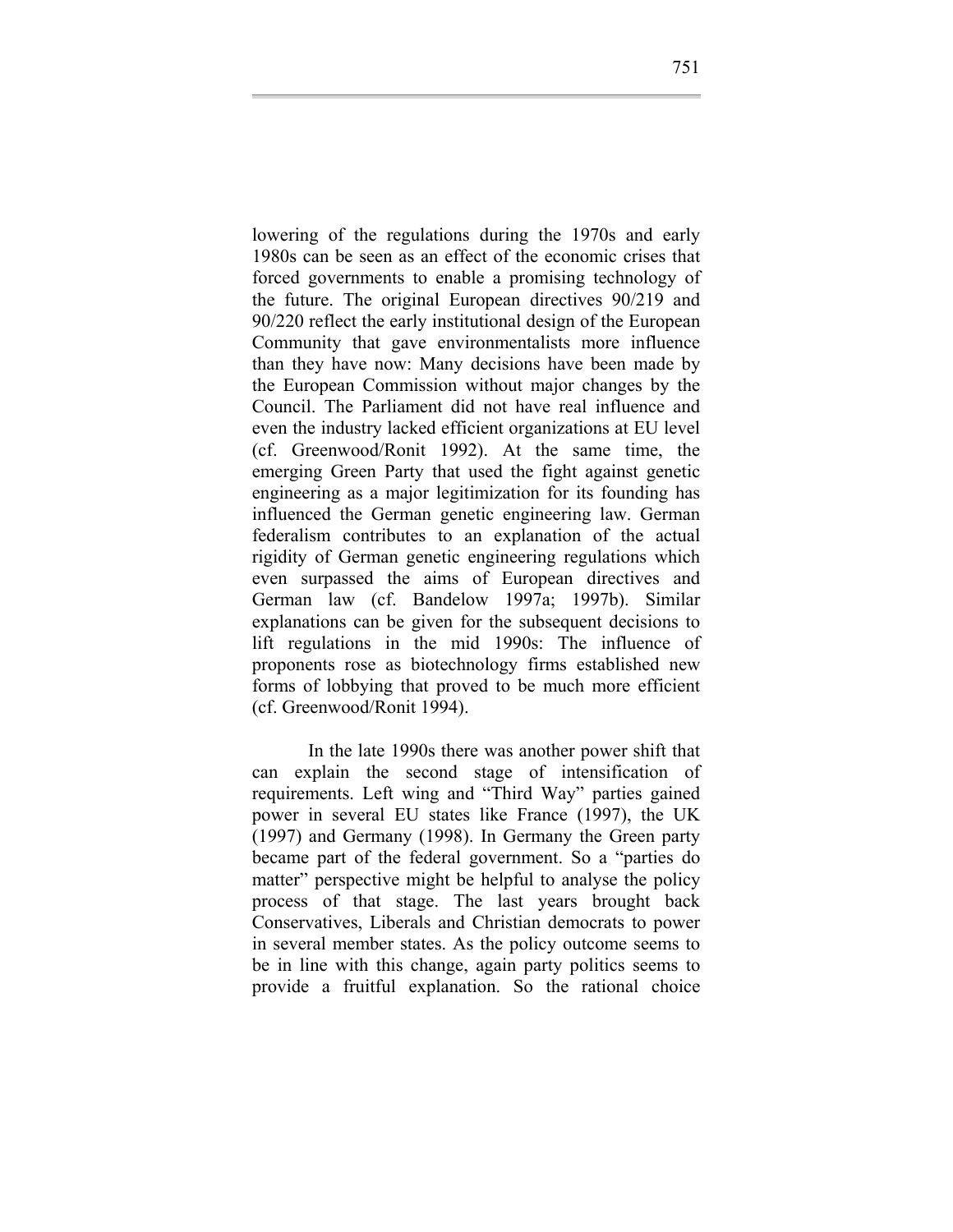lowering of the regulations during the 1970s and early 1980s can be seen as an effect of the economic crises that forced governments to enable a promising technology of the future. The original European directives 90/219 and 90/220 reflect the early institutional design of the European Community that gave environmentalists more influence than they have now: Many decisions have been made by the European Commission without major changes by the Council. The Parliament did not have real influence and even the industry lacked efficient organizations at EU level (cf. Greenwood/Ronit 1992). At the same time, the emerging Green Party that used the fight against genetic engineering as a major legitimization for its founding has influenced the German genetic engineering law. German federalism contributes to an explanation of the actual rigidity of German genetic engineering regulations which even surpassed the aims of European directives and German law (cf. Bandelow 1997a; 1997b). Similar explanations can be given for the subsequent decisions to lift regulations in the mid 1990s: The influence of proponents rose as biotechnology firms established new forms of lobbying that proved to be much more efficient (cf. Greenwood/Ronit 1994).

In the late 1990s there was another power shift that can explain the second stage of intensification of requirements. Left wing and "Third Way" parties gained power in several EU states like France (1997), the UK (1997) and Germany (1998). In Germany the Green party became part of the federal government. So a "parties do matter" perspective might be helpful to analyse the policy process of that stage. The last years brought back Conservatives, Liberals and Christian democrats to power in several member states. As the policy outcome seems to be in line with this change, again party politics seems to provide a fruitful explanation. So the rational choice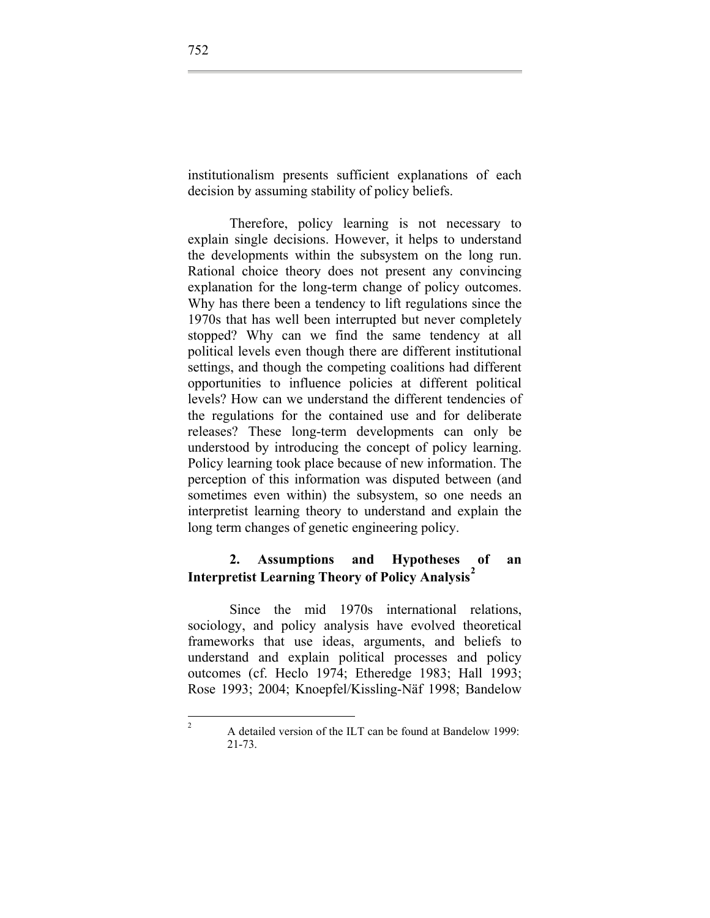institutionalism presents sufficient explanations of each decision by assuming stability of policy beliefs.

Therefore, policy learning is not necessary to explain single decisions. However, it helps to understand the developments within the subsystem on the long run. Rational choice theory does not present any convincing explanation for the long-term change of policy outcomes. Why has there been a tendency to lift regulations since the 1970s that has well been interrupted but never completely stopped? Why can we find the same tendency at all political levels even though there are different institutional settings, and though the competing coalitions had different opportunities to influence policies at different political levels? How can we understand the different tendencies of the regulations for the contained use and for deliberate releases? These long-term developments can only be understood by introducing the concept of policy learning. Policy learning took place because of new information. The perception of this information was disputed between (and sometimes even within) the subsystem, so one needs an interpretist learning theory to understand and explain the long term changes of genetic engineering policy.

## 2. Assumptions and Hypotheses of an Interpretist Learning Theory of Policy Analysis[2]

Since the mid 1970s international relations, sociology, and policy analysis have evolved theoretical frameworks that use ideas, arguments, and beliefs to understand and explain political processes and policy outcomes (cf. Heclo 1974; Etheredge 1983; Hall 1993; Rose 1993; 2004; Knoepfel/Kissling-Näf 1998; Bandelow

[2] A detailed version of the ILT can be found at Bandelow 1999: 21-73.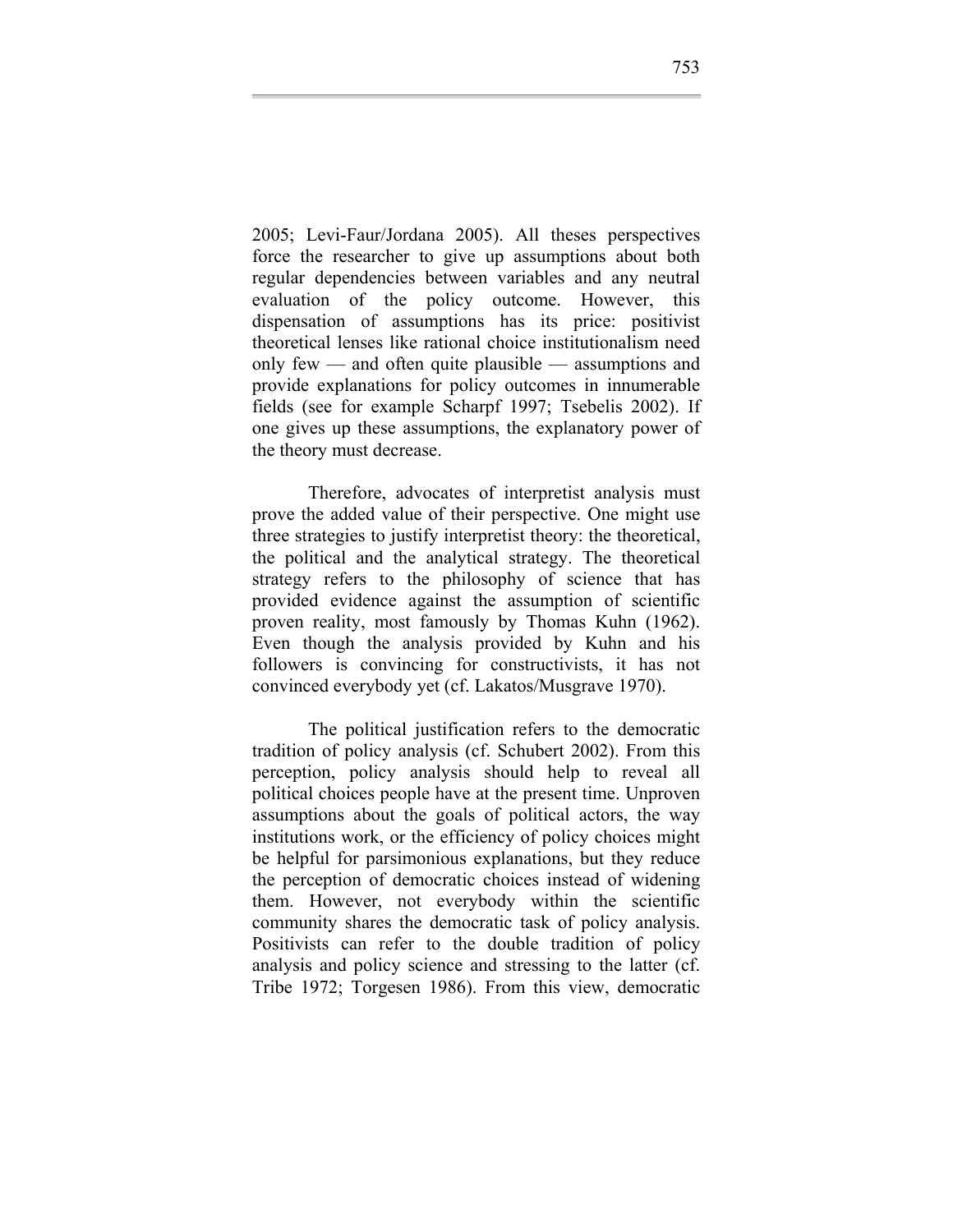2005; Levi-Faur/Jordana 2005). All theses perspectives force the researcher to give up assumptions about both regular dependencies between variables and any neutral evaluation of the policy outcome. However, this dispensation of assumptions has its price: positivist theoretical lenses like rational choice institutionalism need only few — and often quite plausible — assumptions and provide explanations for policy outcomes in innumerable fields (see for example Scharpf 1997; Tsebelis 2002). If one gives up these assumptions, the explanatory power of the theory must decrease.

Therefore, advocates of interpretist analysis must prove the added value of their perspective. One might use three strategies to justify interpretist theory: the theoretical, the political and the analytical strategy. The theoretical strategy refers to the philosophy of science that has provided evidence against the assumption of scientific proven reality, most famously by Thomas Kuhn (1962). Even though the analysis provided by Kuhn and his followers is convincing for constructivists, it has not convinced everybody yet (cf. Lakatos/Musgrave 1970).

The political justification refers to the democratic tradition of policy analysis (cf. Schubert 2002). From this perception, policy analysis should help to reveal all political choices people have at the present time. Unproven assumptions about the goals of political actors, the way institutions work, or the efficiency of policy choices might be helpful for parsimonious explanations, but they reduce the perception of democratic choices instead of widening them. However, not everybody within the scientific community shares the democratic task of policy analysis. Positivists can refer to the double tradition of policy analysis and policy science and stressing to the latter (cf. Tribe 1972; Torgesen 1986). From this view, democratic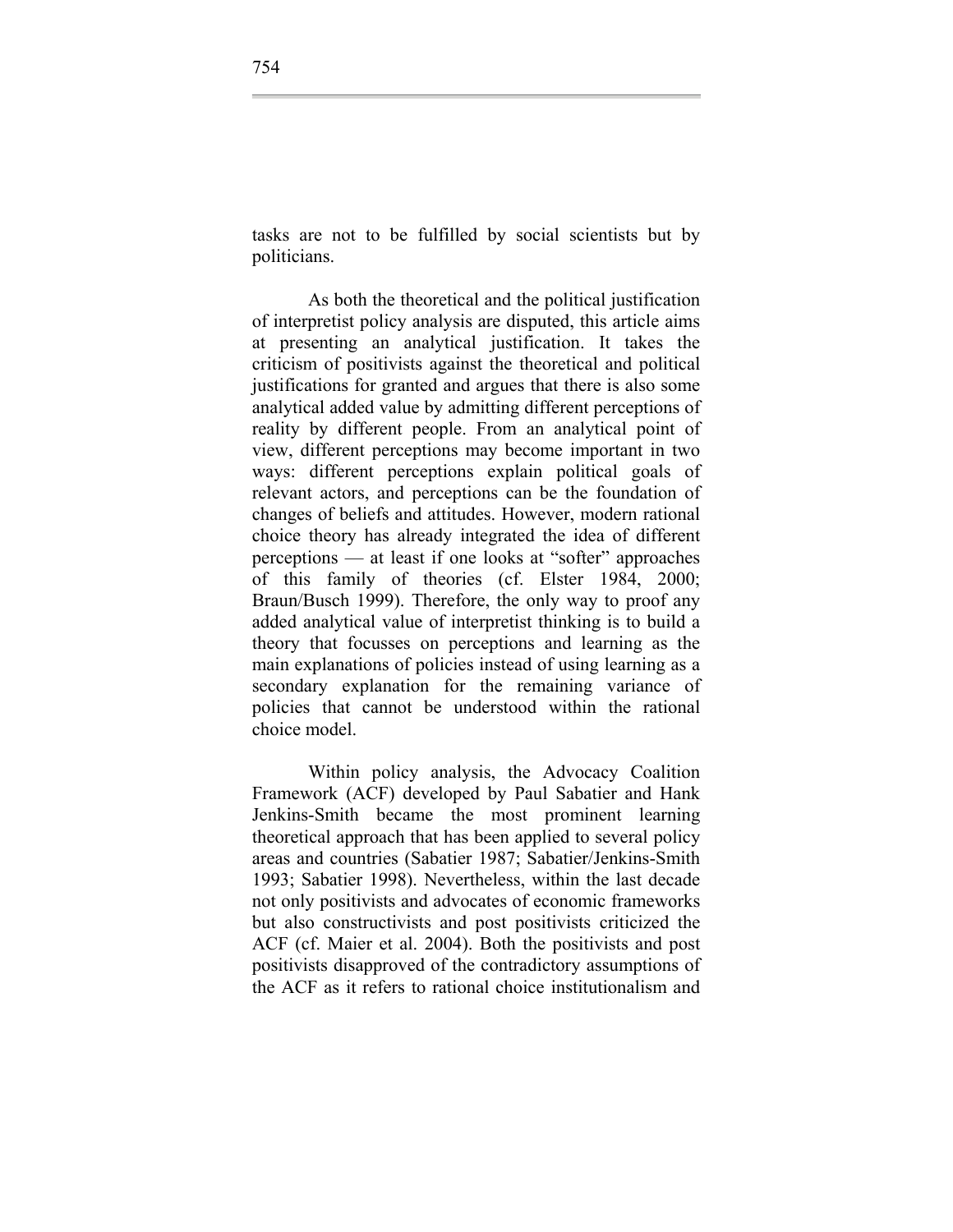tasks are not to be fulfilled by social scientists but by politicians.

As both the theoretical and the political justification of interpretist policy analysis are disputed, this article aims at presenting an analytical justification. It takes the criticism of positivists against the theoretical and political justifications for granted and argues that there is also some analytical added value by admitting different perceptions of reality by different people. From an analytical point of view, different perceptions may become important in two ways: different perceptions explain political goals of relevant actors, and perceptions can be the foundation of changes of beliefs and attitudes. However, modern rational choice theory has already integrated the idea of different perceptions — at least if one looks at "softer" approaches of this family of theories (cf. Elster 1984, 2000; Braun/Busch 1999). Therefore, the only way to proof any added analytical value of interpretist thinking is to build a theory that focusses on perceptions and learning as the main explanations of policies instead of using learning as a secondary explanation for the remaining variance of policies that cannot be understood within the rational choice model.

Within policy analysis, the Advocacy Coalition Framework (ACF) developed by Paul Sabatier and Hank Jenkins-Smith became the most prominent learning theoretical approach that has been applied to several policy areas and countries (Sabatier 1987; Sabatier/Jenkins-Smith 1993; Sabatier 1998). Nevertheless, within the last decade not only positivists and advocates of economic frameworks but also constructivists and post positivists criticized the ACF (cf. Maier et al. 2004). Both the positivists and post positivists disapproved of the contradictory assumptions of the ACF as it refers to rational choice institutionalism and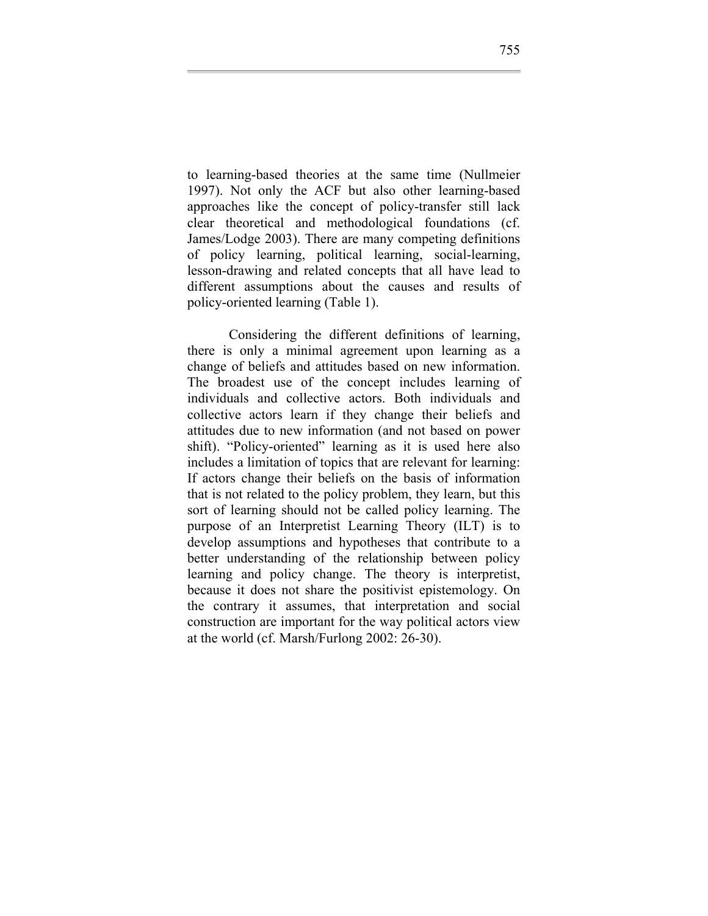to learning-based theories at the same time (Nullmeier 1997). Not only the ACF but also other learning-based approaches like the concept of policy-transfer still lack clear theoretical and methodological foundations (cf. James/Lodge 2003). There are many competing definitions of policy learning, political learning, social-learning, lesson-drawing and related concepts that all have lead to different assumptions about the causes and results of policy-oriented learning (Table 1).

Considering the different definitions of learning, there is only a minimal agreement upon learning as a change of beliefs and attitudes based on new information. The broadest use of the concept includes learning of individuals and collective actors. Both individuals and collective actors learn if they change their beliefs and attitudes due to new information (and not based on power shift). "Policy-oriented" learning as it is used here also includes a limitation of topics that are relevant for learning: If actors change their beliefs on the basis of information that is not related to the policy problem, they learn, but this sort of learning should not be called policy learning. The purpose of an Interpretist Learning Theory (ILT) is to develop assumptions and hypotheses that contribute to a better understanding of the relationship between policy learning and policy change. The theory is interpretist, because it does not share the positivist epistemology. On the contrary it assumes, that interpretation and social construction are important for the way political actors view at the world (cf. Marsh/Furlong 2002: 26-30).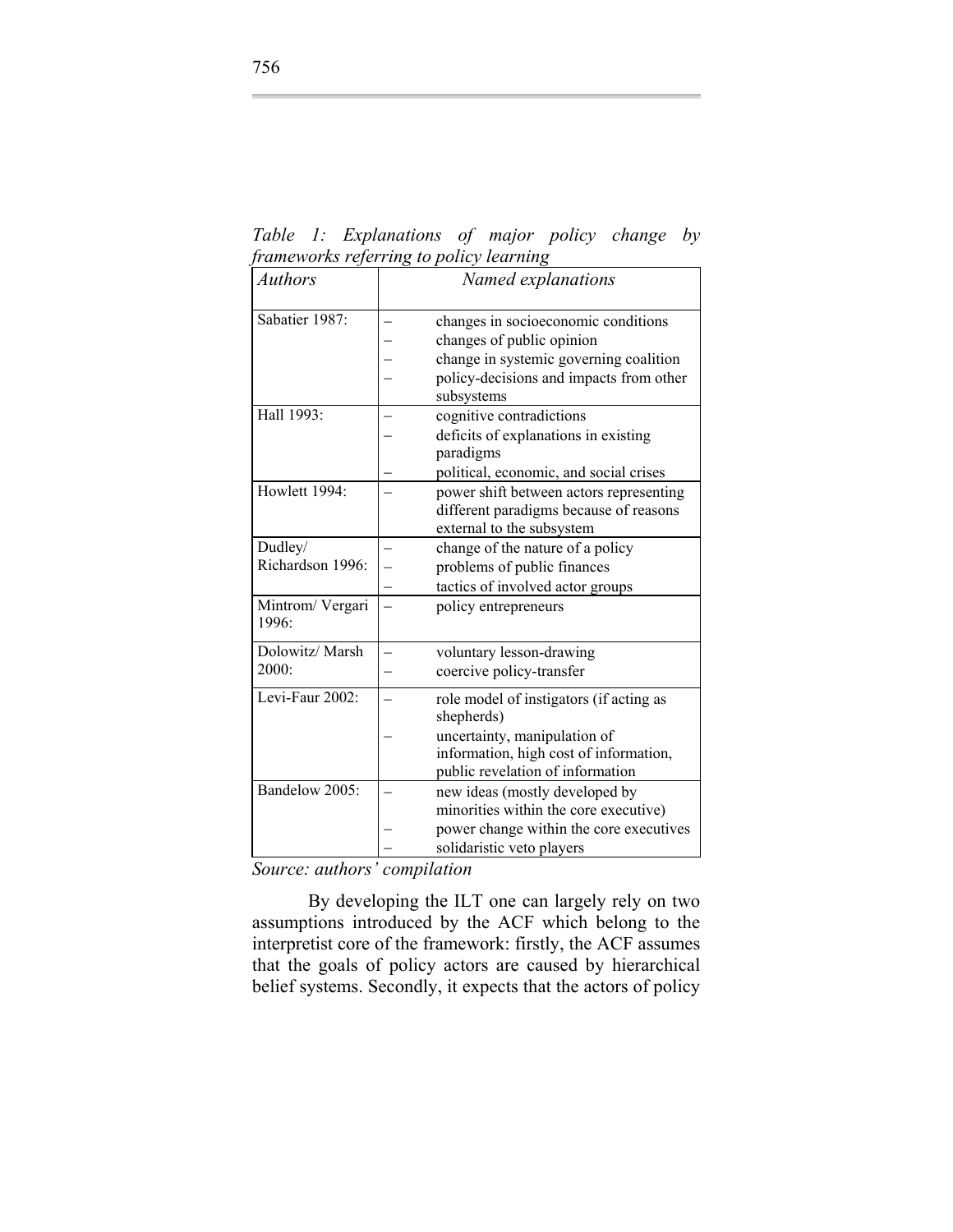*Table 1: Explanations of major policy change by frameworks referring to policy learning*

| *Authors* | *Named explanations* |
|---|---|
| Sabatier 1987: | – changes in socioeconomic conditions<br>– changes of public opinion<br>– change in systemic governing coalition<br>– policy-decisions and impacts from other subsystems |
| Hall 1993: | – cognitive contradictions<br>– deficits of explanations in existing paradigms<br>– political, economic, and social crises |
| Howlett 1994: | – power shift between actors representing different paradigms because of reasons external to the subsystem |
| Dudley/ Richardson 1996: | – change of the nature of a policy<br>– problems of public finances<br>– tactics of involved actor groups |
| Mintrom/ Vergari 1996: | – policy entrepreneurs |
| Dolowitz/ Marsh 2000: | – voluntary lesson-drawing<br>– coercive policy-transfer |
| Levi-Faur 2002: | – role model of instigators (if acting as shepherds)<br>– uncertainty, manipulation of information, high cost of information, public revelation of information |
| Bandelow 2005: | – new ideas (mostly developed by minorities within the core executive)<br>– power change within the core executives<br>– solidaristic veto players |

*Source: authors' compilation*

By developing the ILT one can largely rely on two assumptions introduced by the ACF which belong to the interpretist core of the framework: firstly, the ACF assumes that the goals of policy actors are caused by hierarchical belief systems. Secondly, it expects that the actors of policy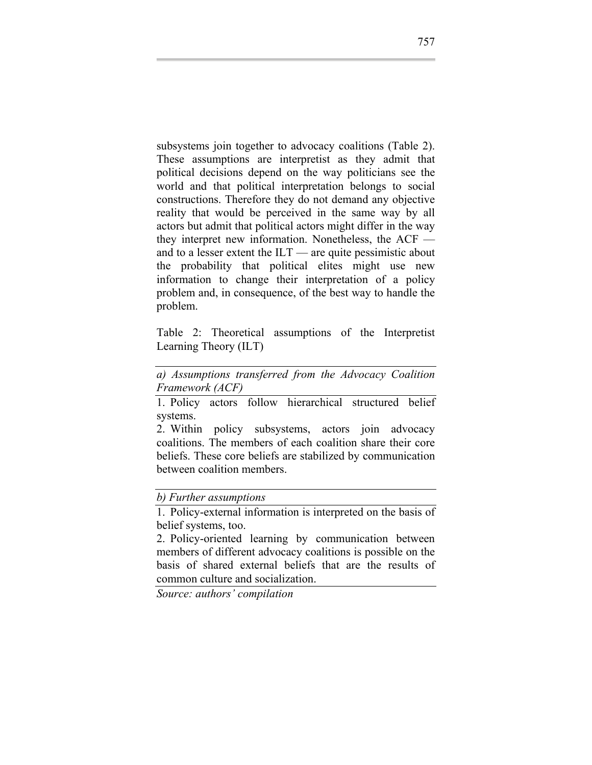subsystems join together to advocacy coalitions (Table 2). These assumptions are interpretist as they admit that political decisions depend on the way politicians see the world and that political interpretation belongs to social constructions. Therefore they do not demand any objective reality that would be perceived in the same way by all actors but admit that political actors might differ in the way they interpret new information. Nonetheless, the ACF — and to a lesser extent the ILT — are quite pessimistic about the probability that political elites might use new information to change their interpretation of a policy problem and, in consequence, of the best way to handle the problem.

Table 2: Theoretical assumptions of the Interpretist Learning Theory (ILT)

| *a) Assumptions transferred from the Advocacy Coalition Framework (ACF)* |
|---|
| 1. Policy actors follow hierarchical structured belief systems.<br>2. Within policy subsystems, actors join advocacy coalitions. The members of each coalition share their core beliefs. These core beliefs are stabilized by communication between coalition members. |
| *b) Further assumptions* |
| 1. Policy-external information is interpreted on the basis of belief systems, too.<br>2. Policy-oriented learning by communication between members of different advocacy coalitions is possible on the basis of shared external beliefs that are the results of common culture and socialization. |

*Source: authors' compilation*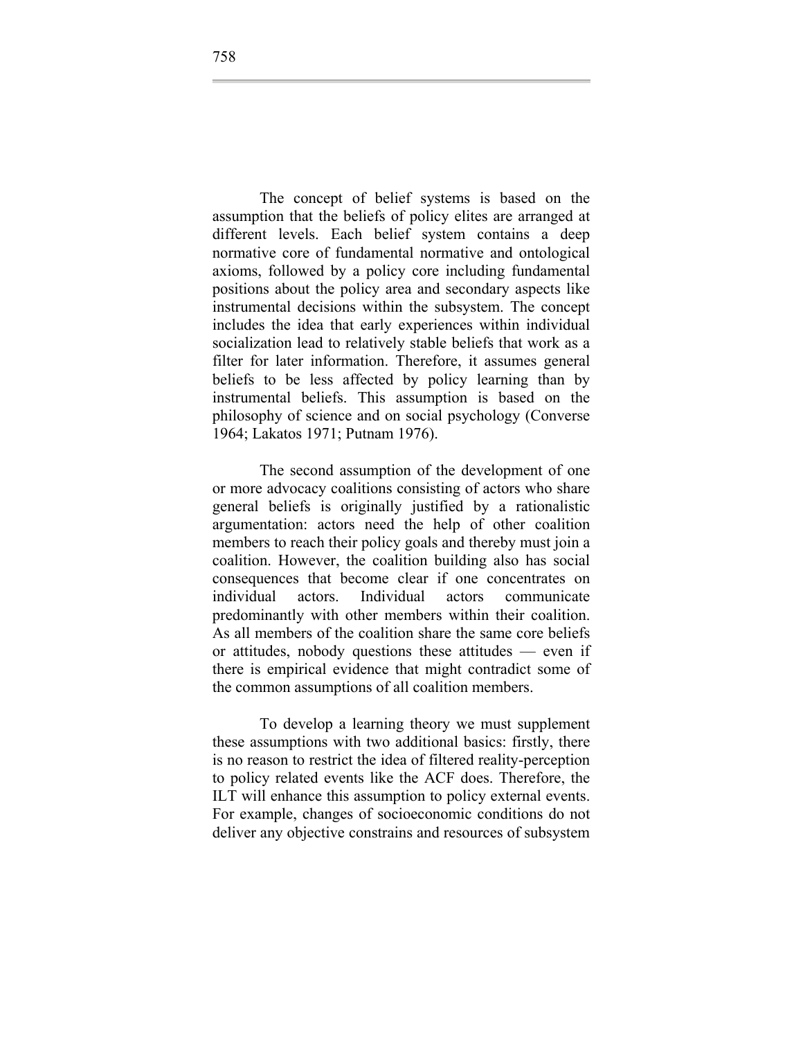The concept of belief systems is based on the assumption that the beliefs of policy elites are arranged at different levels. Each belief system contains a deep normative core of fundamental normative and ontological axioms, followed by a policy core including fundamental positions about the policy area and secondary aspects like instrumental decisions within the subsystem. The concept includes the idea that early experiences within individual socialization lead to relatively stable beliefs that work as a filter for later information. Therefore, it assumes general beliefs to be less affected by policy learning than by instrumental beliefs. This assumption is based on the philosophy of science and on social psychology (Converse 1964; Lakatos 1971; Putnam 1976).

The second assumption of the development of one or more advocacy coalitions consisting of actors who share general beliefs is originally justified by a rationalistic argumentation: actors need the help of other coalition members to reach their policy goals and thereby must join a coalition. However, the coalition building also has social consequences that become clear if one concentrates on individual actors. Individual actors communicate predominantly with other members within their coalition. As all members of the coalition share the same core beliefs or attitudes, nobody questions these attitudes — even if there is empirical evidence that might contradict some of the common assumptions of all coalition members.

To develop a learning theory we must supplement these assumptions with two additional basics: firstly, there is no reason to restrict the idea of filtered reality-perception to policy related events like the ACF does. Therefore, the ILT will enhance this assumption to policy external events. For example, changes of socioeconomic conditions do not deliver any objective constrains and resources of subsystem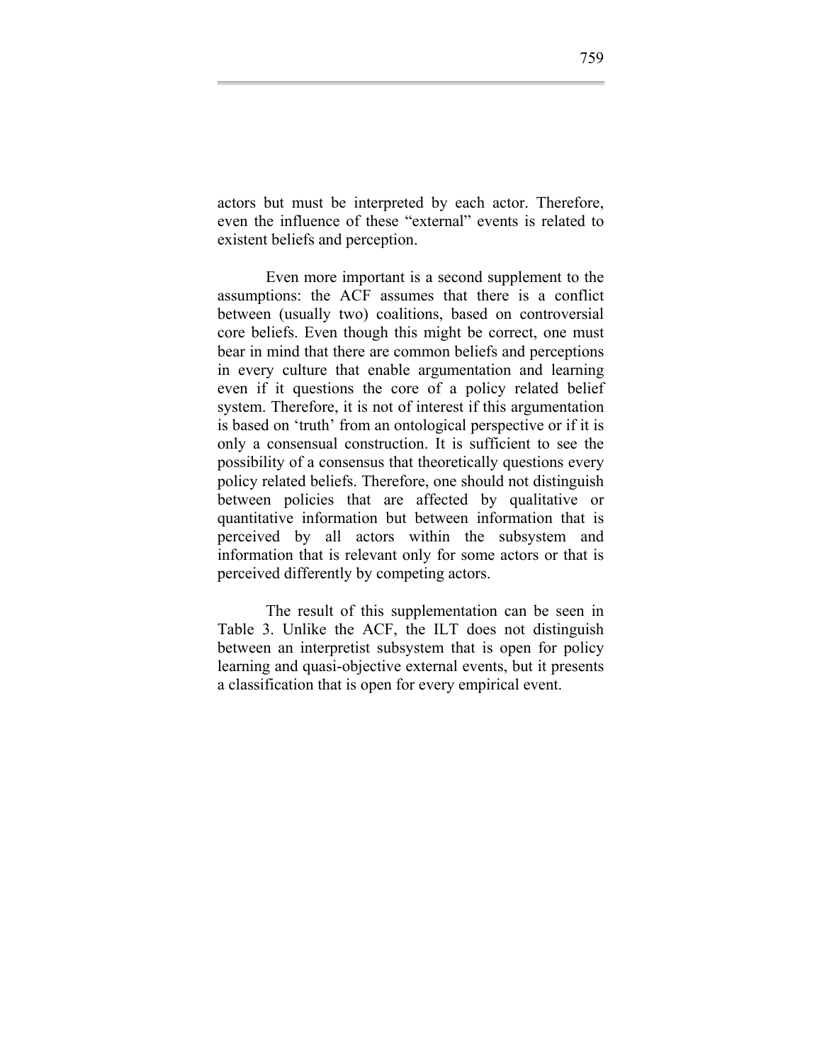actors but must be interpreted by each actor. Therefore, even the influence of these “external” events is related to existent beliefs and perception.

Even more important is a second supplement to the assumptions: the ACF assumes that there is a conflict between (usually two) coalitions, based on controversial core beliefs. Even though this might be correct, one must bear in mind that there are common beliefs and perceptions in every culture that enable argumentation and learning even if it questions the core of a policy related belief system. Therefore, it is not of interest if this argumentation is based on ‘truth’ from an ontological perspective or if it is only a consensual construction. It is sufficient to see the possibility of a consensus that theoretically questions every policy related beliefs. Therefore, one should not distinguish between policies that are affected by qualitative or quantitative information but between information that is perceived by all actors within the subsystem and information that is relevant only for some actors or that is perceived differently by competing actors.

The result of this supplementation can be seen in Table 3. Unlike the ACF, the ILT does not distinguish between an interpretist subsystem that is open for policy learning and quasi-objective external events, but it presents a classification that is open for every empirical event.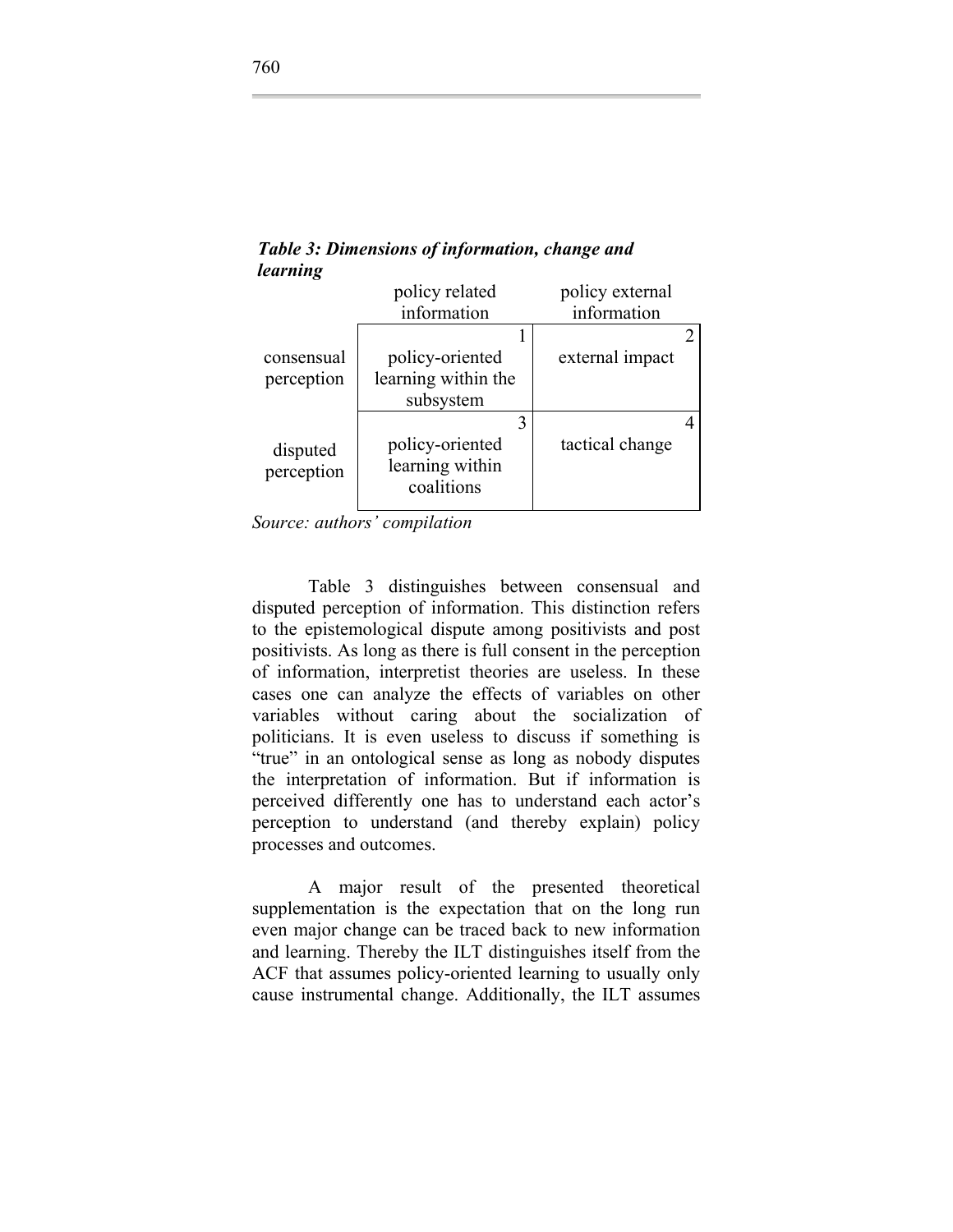***Table 3: Dimensions of information, change and learning***

| | policy related information | policy external information |
|---|---|---|
| consensual perception | 1 policy-oriented learning within the subsystem | 2 external impact |
| disputed perception | 3 policy-oriented learning within coalitions | 4 tactical change |

*Source: authors' compilation*

Table 3 distinguishes between consensual and disputed perception of information. This distinction refers to the epistemological dispute among positivists and post positivists. As long as there is full consent in the perception of information, interpretist theories are useless. In these cases one can analyze the effects of variables on other variables without caring about the socialization of politicians. It is even useless to discuss if something is "true" in an ontological sense as long as nobody disputes the interpretation of information. But if information is perceived differently one has to understand each actor's perception to understand (and thereby explain) policy processes and outcomes.

A major result of the presented theoretical supplementation is the expectation that on the long run even major change can be traced back to new information and learning. Thereby the ILT distinguishes itself from the ACF that assumes policy-oriented learning to usually only cause instrumental change. Additionally, the ILT assumes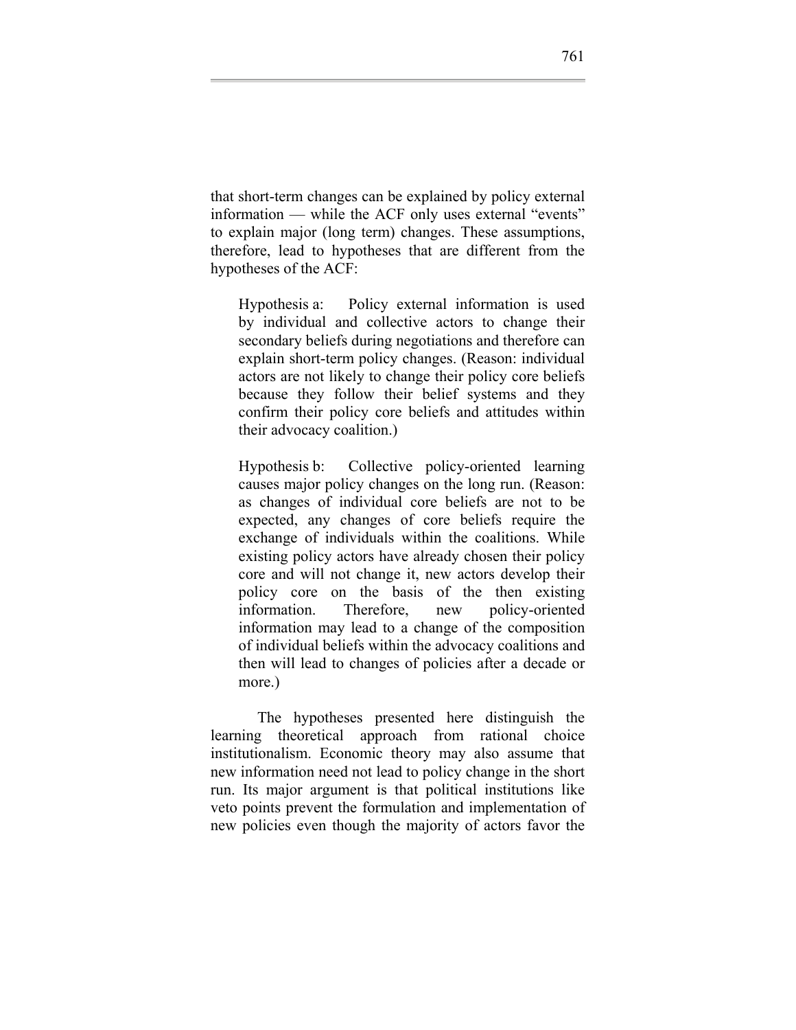that short-term changes can be explained by policy external information — while the ACF only uses external "events" to explain major (long term) changes. These assumptions, therefore, lead to hypotheses that are different from the hypotheses of the ACF:

> Hypothesis a: Policy external information is used by individual and collective actors to change their secondary beliefs during negotiations and therefore can explain short-term policy changes. (Reason: individual actors are not likely to change their policy core beliefs because they follow their belief systems and they confirm their policy core beliefs and attitudes within their advocacy coalition.)

> Hypothesis b: Collective policy-oriented learning causes major policy changes on the long run. (Reason: as changes of individual core beliefs are not to be expected, any changes of core beliefs require the exchange of individuals within the coalitions. While existing policy actors have already chosen their policy core and will not change it, new actors develop their policy core on the basis of the then existing information. Therefore, new policy-oriented information may lead to a change of the composition of individual beliefs within the advocacy coalitions and then will lead to changes of policies after a decade or more.)

The hypotheses presented here distinguish the learning theoretical approach from rational choice institutionalism. Economic theory may also assume that new information need not lead to policy change in the short run. Its major argument is that political institutions like veto points prevent the formulation and implementation of new policies even though the majority of actors favor the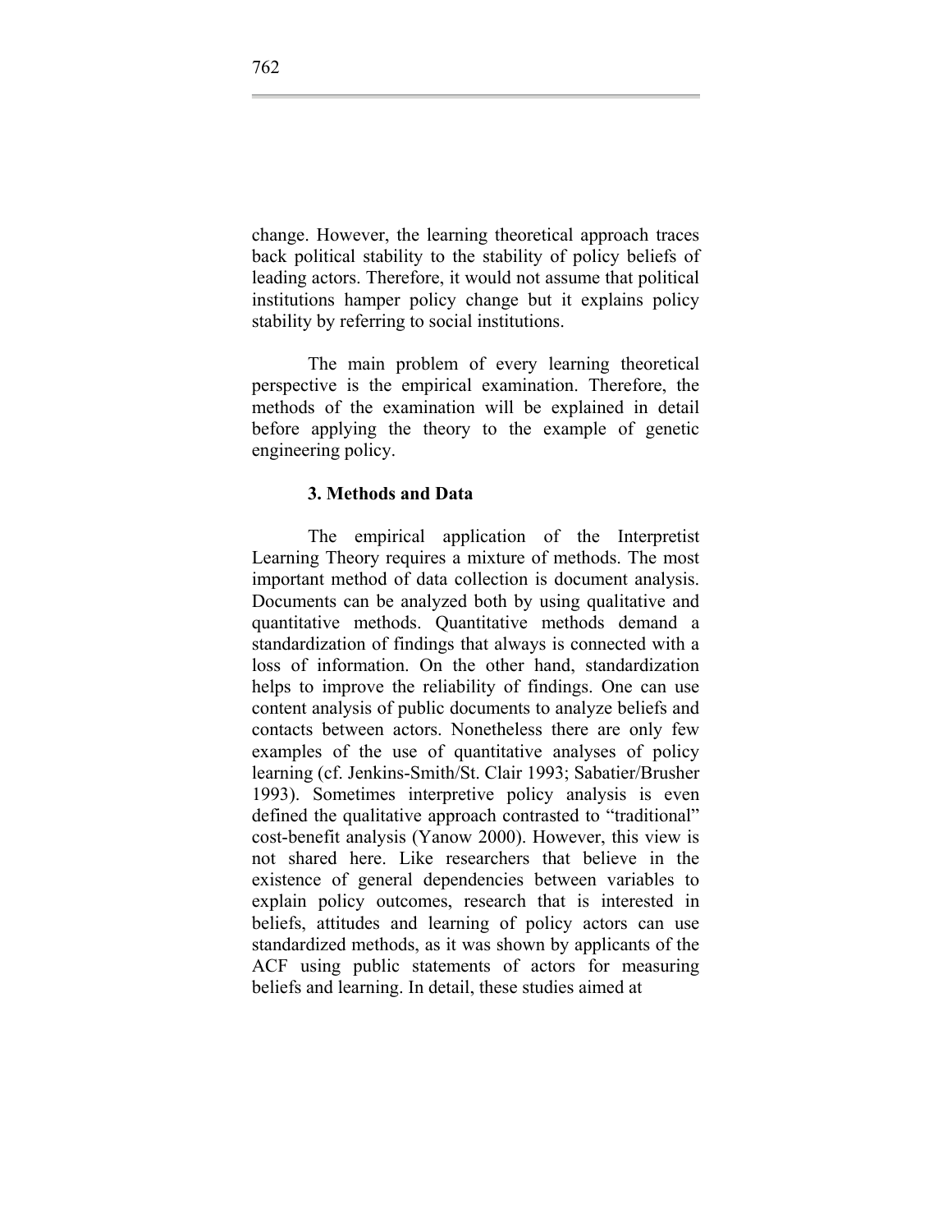change. However, the learning theoretical approach traces back political stability to the stability of policy beliefs of leading actors. Therefore, it would not assume that political institutions hamper policy change but it explains policy stability by referring to social institutions.

The main problem of every learning theoretical perspective is the empirical examination. Therefore, the methods of the examination will be explained in detail before applying the theory to the example of genetic engineering policy.

### 3. Methods and Data

The empirical application of the Interpretist Learning Theory requires a mixture of methods. The most important method of data collection is document analysis. Documents can be analyzed both by using qualitative and quantitative methods. Quantitative methods demand a standardization of findings that always is connected with a loss of information. On the other hand, standardization helps to improve the reliability of findings. One can use content analysis of public documents to analyze beliefs and contacts between actors. Nonetheless there are only few examples of the use of quantitative analyses of policy learning (cf. Jenkins-Smith/St. Clair 1993; Sabatier/Brusher 1993). Sometimes interpretive policy analysis is even defined the qualitative approach contrasted to "traditional" cost-benefit analysis (Yanow 2000). However, this view is not shared here. Like researchers that believe in the existence of general dependencies between variables to explain policy outcomes, research that is interested in beliefs, attitudes and learning of policy actors can use standardized methods, as it was shown by applicants of the ACF using public statements of actors for measuring beliefs and learning. In detail, these studies aimed at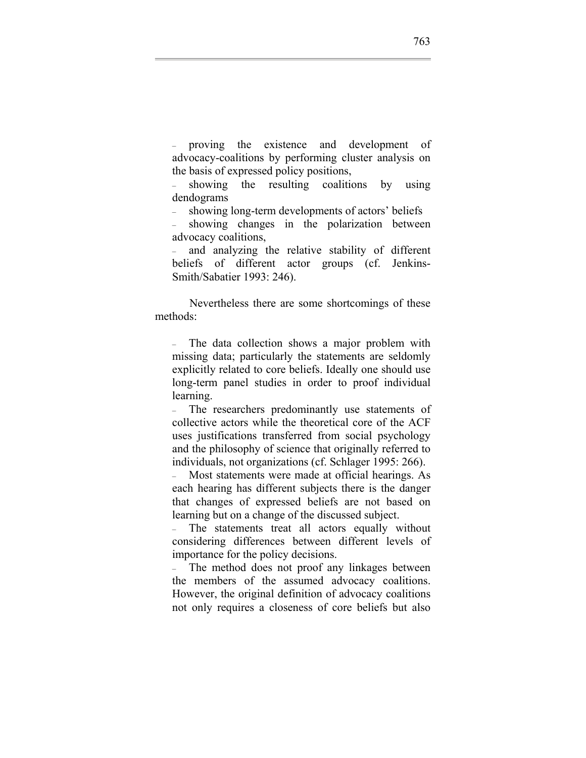- proving the existence and development of advocacy-coalitions by performing cluster analysis on the basis of expressed policy positions,
- showing the resulting coalitions by using dendograms
- showing long-term developments of actors' beliefs
- showing changes in the polarization between advocacy coalitions,
- and analyzing the relative stability of different beliefs of different actor groups (cf. Jenkins-Smith/Sabatier 1993: 246).

Nevertheless there are some shortcomings of these methods:

- The data collection shows a major problem with missing data; particularly the statements are seldomly explicitly related to core beliefs. Ideally one should use long-term panel studies in order to proof individual learning.
- The researchers predominantly use statements of collective actors while the theoretical core of the ACF uses justifications transferred from social psychology and the philosophy of science that originally referred to individuals, not organizations (cf. Schlager 1995: 266).
- Most statements were made at official hearings. As each hearing has different subjects there is the danger that changes of expressed beliefs are not based on learning but on a change of the discussed subject.
- The statements treat all actors equally without considering differences between different levels of importance for the policy decisions.
- The method does not proof any linkages between the members of the assumed advocacy coalitions. However, the original definition of advocacy coalitions not only requires a closeness of core beliefs but also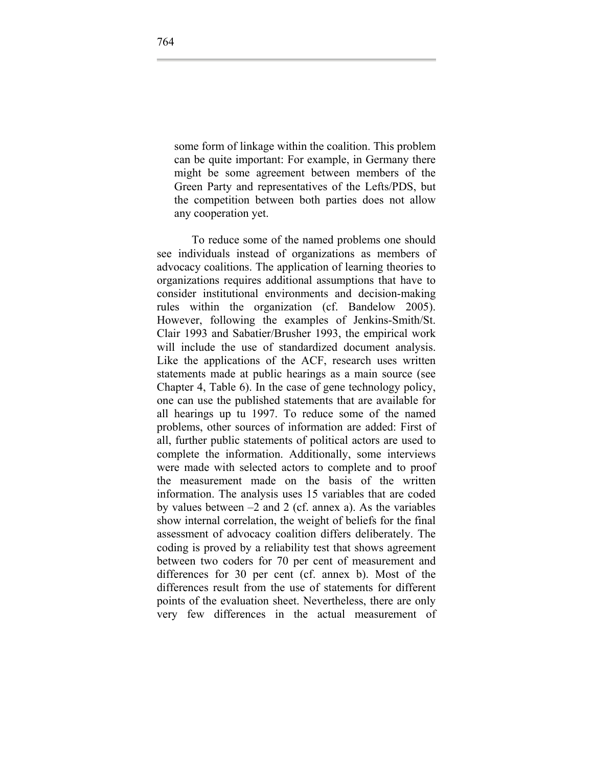some form of linkage within the coalition. This problem can be quite important: For example, in Germany there might be some agreement between members of the Green Party and representatives of the Lefts/PDS, but the competition between both parties does not allow any cooperation yet.

To reduce some of the named problems one should see individuals instead of organizations as members of advocacy coalitions. The application of learning theories to organizations requires additional assumptions that have to consider institutional environments and decision-making rules within the organization (cf. Bandelow 2005). However, following the examples of Jenkins-Smith/St. Clair 1993 and Sabatier/Brusher 1993, the empirical work will include the use of standardized document analysis. Like the applications of the ACF, research uses written statements made at public hearings as a main source (see Chapter 4, Table 6). In the case of gene technology policy, one can use the published statements that are available for all hearings up tu 1997. To reduce some of the named problems, other sources of information are added: First of all, further public statements of political actors are used to complete the information. Additionally, some interviews were made with selected actors to complete and to proof the measurement made on the basis of the written information. The analysis uses 15 variables that are coded by values between –2 and 2 (cf. annex a). As the variables show internal correlation, the weight of beliefs for the final assessment of advocacy coalition differs deliberately. The coding is proved by a reliability test that shows agreement between two coders for 70 per cent of measurement and differences for 30 per cent (cf. annex b). Most of the differences result from the use of statements for different points of the evaluation sheet. Nevertheless, there are only very few differences in the actual measurement of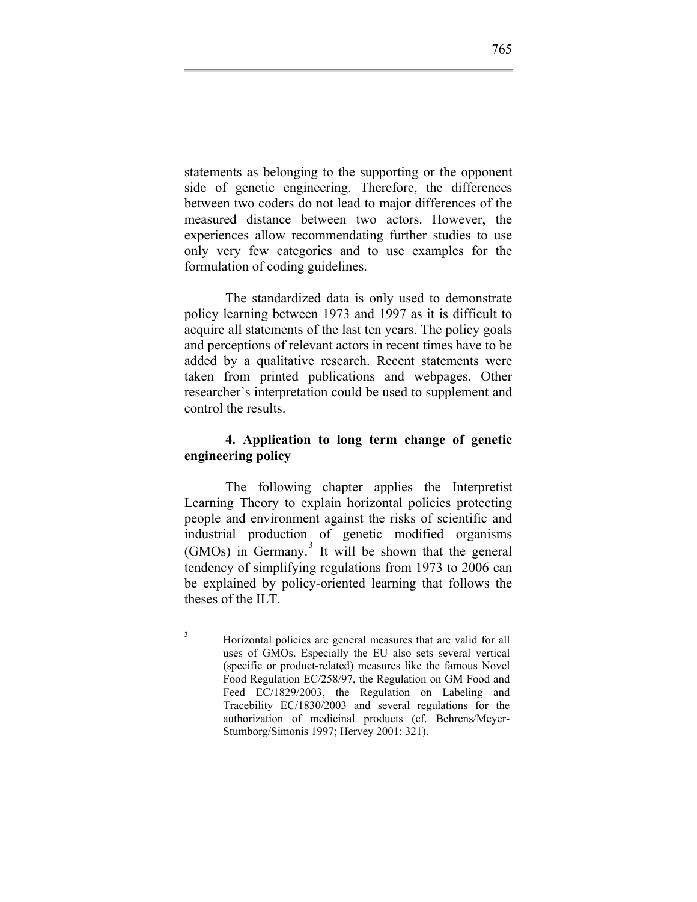statements as belonging to the supporting or the opponent side of genetic engineering. Therefore, the differences between two coders do not lead to major differences of the measured distance between two actors. However, the experiences allow recommendating further studies to use only very few categories and to use examples for the formulation of coding guidelines.

The standardized data is only used to demonstrate policy learning between 1973 and 1997 as it is difficult to acquire all statements of the last ten years. The policy goals and perceptions of relevant actors in recent times have to be added by a qualitative research. Recent statements were taken from printed publications and webpages. Other researcher's interpretation could be used to supplement and control the results.

## 4. Application to long term change of genetic engineering policy

The following chapter applies the Interpretist Learning Theory to explain horizontal policies protecting people and environment against the risks of scientific and industrial production of genetic modified organisms (GMOs) in Germany.[3] It will be shown that the general tendency of simplifying regulations from 1973 to 2006 can be explained by policy-oriented learning that follows the theses of the ILT.

---

[3] Horizontal policies are general measures that are valid for all uses of GMOs. Especially the EU also sets several vertical (specific or product-related) measures like the famous Novel Food Regulation EC/258/97, the Regulation on GM Food and Feed EC/1829/2003, the Regulation on Labeling and Tracebility EC/1830/2003 and several regulations for the authorization of medicinal products (cf. Behrens/Meyer-Stumborg/Simonis 1997; Hervey 2001: 321).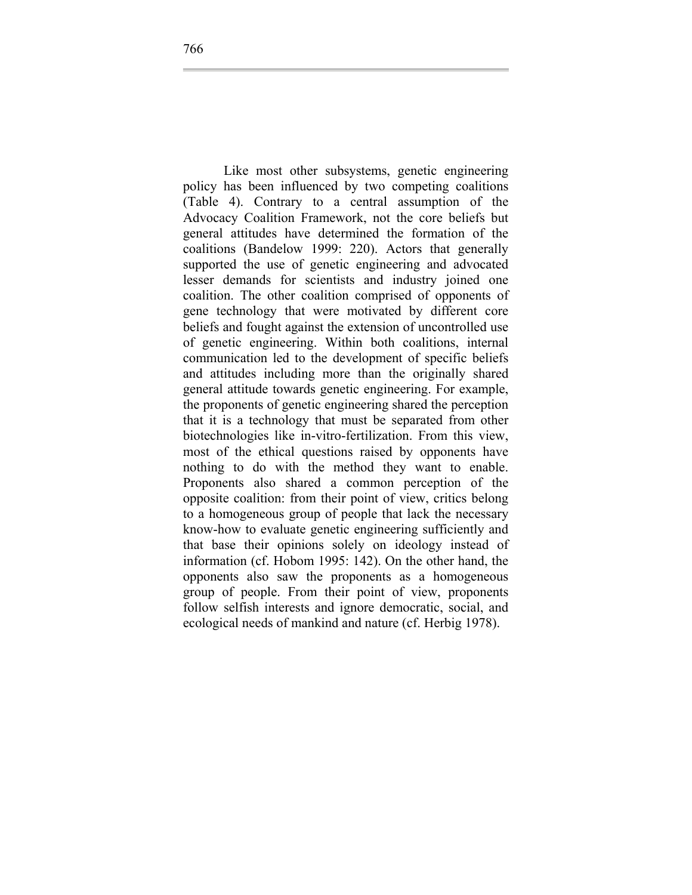Like most other subsystems, genetic engineering policy has been influenced by two competing coalitions (Table 4). Contrary to a central assumption of the Advocacy Coalition Framework, not the core beliefs but general attitudes have determined the formation of the coalitions (Bandelow 1999: 220). Actors that generally supported the use of genetic engineering and advocated lesser demands for scientists and industry joined one coalition. The other coalition comprised of opponents of gene technology that were motivated by different core beliefs and fought against the extension of uncontrolled use of genetic engineering. Within both coalitions, internal communication led to the development of specific beliefs and attitudes including more than the originally shared general attitude towards genetic engineering. For example, the proponents of genetic engineering shared the perception that it is a technology that must be separated from other biotechnologies like in-vitro-fertilization. From this view, most of the ethical questions raised by opponents have nothing to do with the method they want to enable. Proponents also shared a common perception of the opposite coalition: from their point of view, critics belong to a homogeneous group of people that lack the necessary know-how to evaluate genetic engineering sufficiently and that base their opinions solely on ideology instead of information (cf. Hobom 1995: 142). On the other hand, the opponents also saw the proponents as a homogeneous group of people. From their point of view, proponents follow selfish interests and ignore democratic, social, and ecological needs of mankind and nature (cf. Herbig 1978).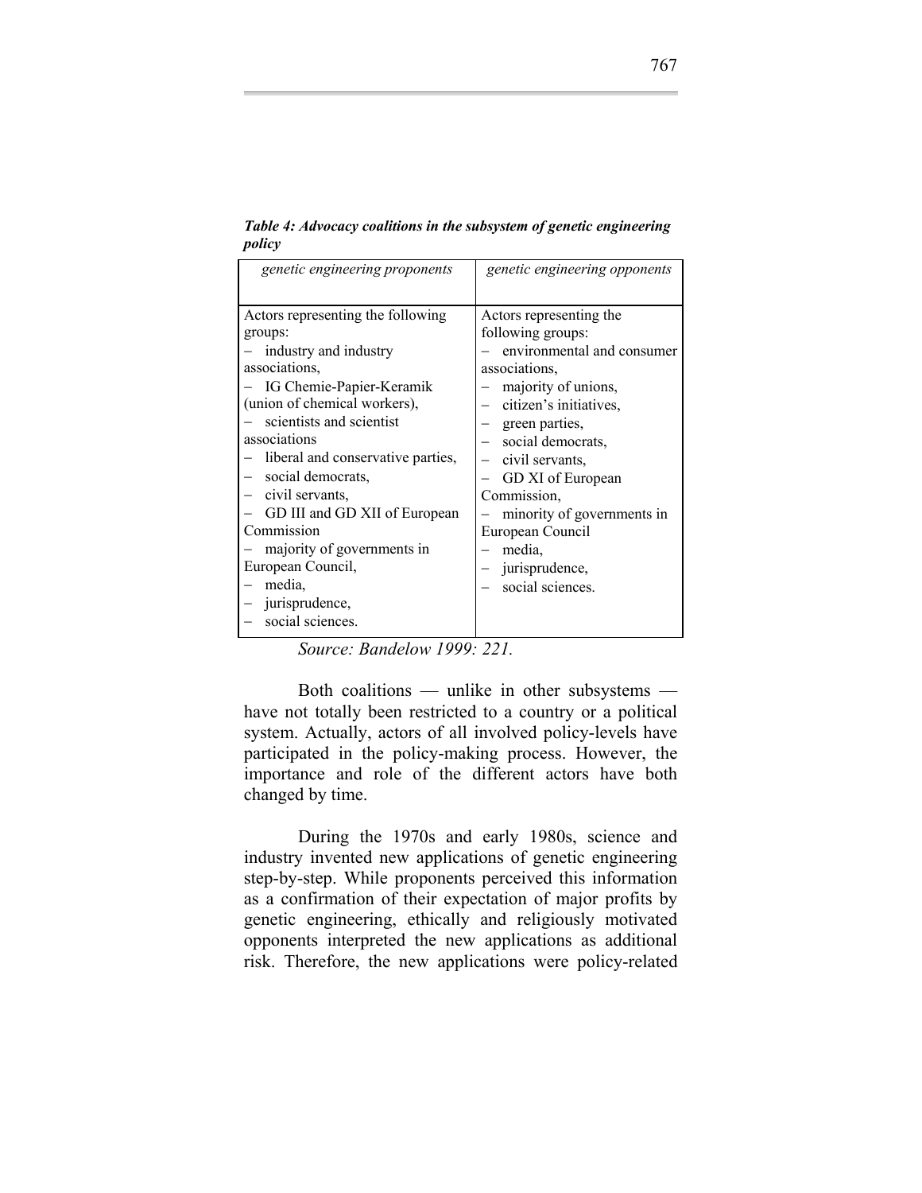***Table 4: Advocacy coalitions in the subsystem of genetic engineering policy***

| *genetic engineering proponents* | *genetic engineering opponents* |
|---|---|
| Actors representing the following groups:<br>– industry and industry associations,<br>– IG Chemie-Papier-Keramik (union of chemical workers),<br>– scientists and scientist associations<br>– liberal and conservative parties,<br>– social democrats,<br>– civil servants,<br>– GD III and GD XII of European Commission<br>– majority of governments in European Council,<br>– media,<br>– jurisprudence,<br>– social sciences. | Actors representing the following groups:<br>– environmental and consumer associations,<br>– majority of unions,<br>– citizen's initiatives,<br>– green parties,<br>– social democrats,<br>– civil servants,<br>– GD XI of European Commission,<br>– minority of governments in European Council<br>– media,<br>– jurisprudence,<br>– social sciences. |

*Source: Bandelow 1999: 221.*

Both coalitions — unlike in other subsystems — have not totally been restricted to a country or a political system. Actually, actors of all involved policy-levels have participated in the policy-making process. However, the importance and role of the different actors have both changed by time.

During the 1970s and early 1980s, science and industry invented new applications of genetic engineering step-by-step. While proponents perceived this information as a confirmation of their expectation of major profits by genetic engineering, ethically and religiously motivated opponents interpreted the new applications as additional risk. Therefore, the new applications were policy-related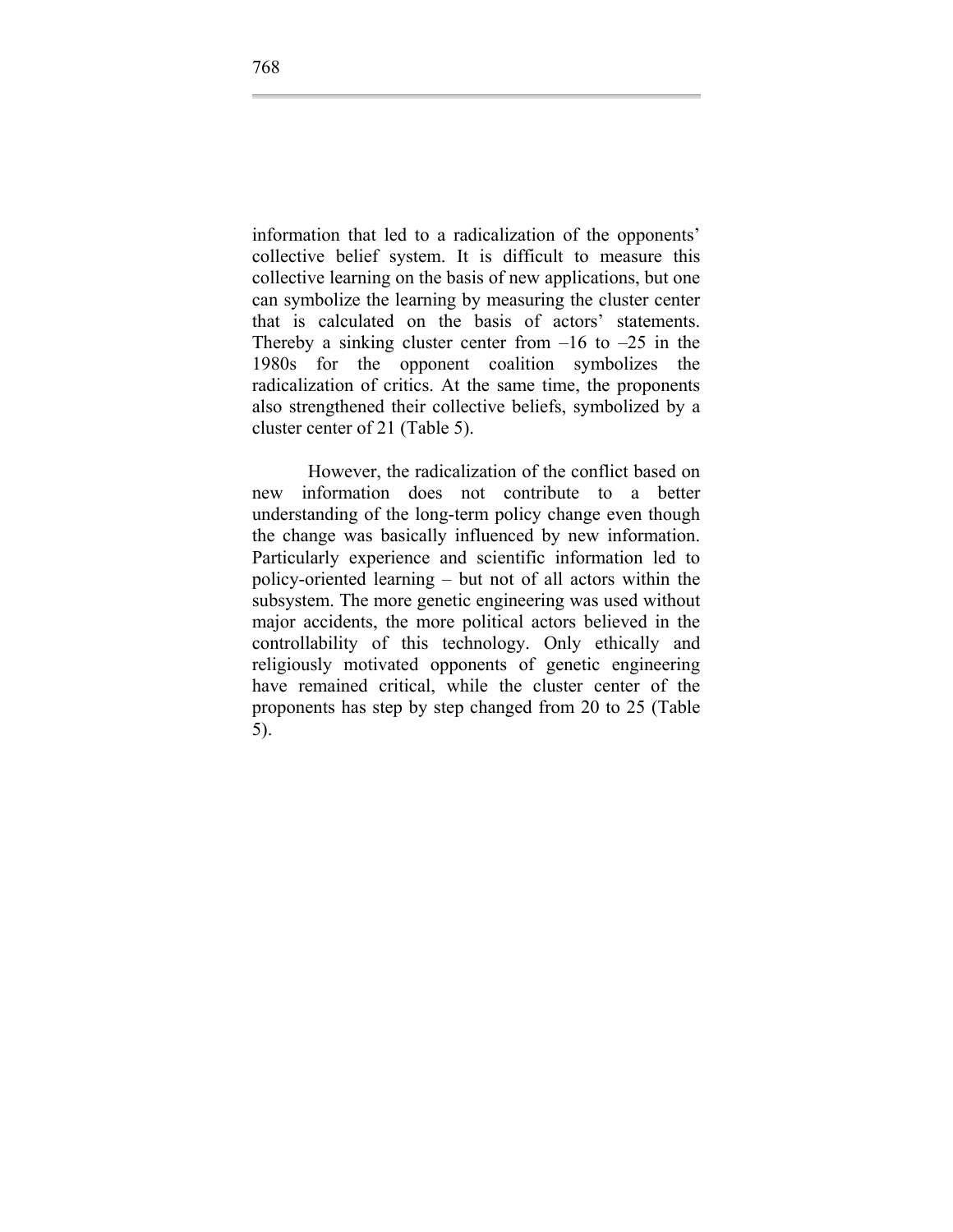information that led to a radicalization of the opponents' collective belief system. It is difficult to measure this collective learning on the basis of new applications, but one can symbolize the learning by measuring the cluster center that is calculated on the basis of actors' statements. Thereby a sinking cluster center from –16 to –25 in the 1980s for the opponent coalition symbolizes the radicalization of critics. At the same time, the proponents also strengthened their collective beliefs, symbolized by a cluster center of 21 (Table 5).

However, the radicalization of the conflict based on new information does not contribute to a better understanding of the long-term policy change even though the change was basically influenced by new information. Particularly experience and scientific information led to policy-oriented learning – but not of all actors within the subsystem. The more genetic engineering was used without major accidents, the more political actors believed in the controllability of this technology. Only ethically and religiously motivated opponents of genetic engineering have remained critical, while the cluster center of the proponents has step by step changed from 20 to 25 (Table 5).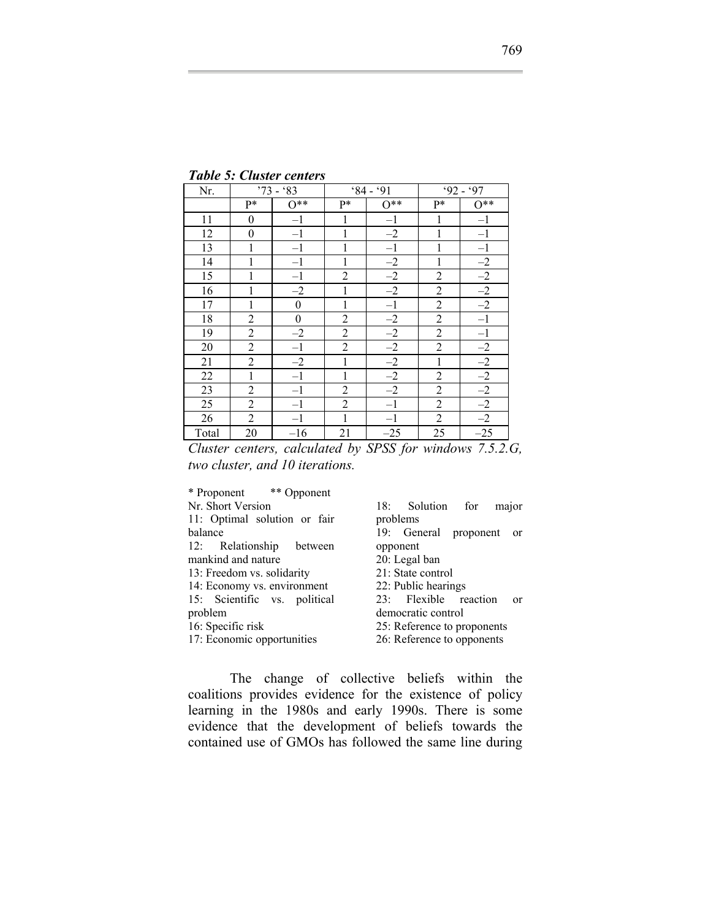***Table 5: Cluster centers***

| Nr. | '73 - '83 | | '84 - '91 | | '92 - '97 | |
|---|---|---|---|---|---|---|
| | P* | O** | P* | O** | P* | O** |
| 11 | 0 | –1 | 1 | –1 | 1 | –1 |
| 12 | 0 | –1 | 1 | –2 | 1 | –1 |
| 13 | 1 | –1 | 1 | –1 | 1 | –1 |
| 14 | 1 | –1 | 1 | –2 | 1 | –2 |
| 15 | 1 | –1 | 2 | –2 | 2 | –2 |
| 16 | 1 | –2 | 1 | –2 | 2 | –2 |
| 17 | 1 | 0 | 1 | –1 | 2 | –2 |
| 18 | 2 | 0 | 2 | –2 | 2 | –1 |
| 19 | 2 | –2 | 2 | –2 | 2 | –1 |
| 20 | 2 | –1 | 2 | –2 | 2 | –2 |
| 21 | 2 | –2 | 1 | –2 | 1 | –2 |
| 22 | 1 | –1 | 1 | –2 | 2 | –2 |
| 23 | 2 | –1 | 2 | –2 | 2 | –2 |
| 25 | 2 | –1 | 2 | –1 | 2 | –2 |
| 26 | 2 | –1 | 1 | –1 | 2 | –2 |
| Total | 20 | –16 | 21 | –25 | 25 | –25 |

*Cluster centers, calculated by SPSS for windows 7.5.2.G, two cluster, and 10 iterations.*

\* Proponent  \*\* Opponent

Nr. Short Version

11: Optimal solution or fair balance
12: Relationship between mankind and nature
13: Freedom vs. solidarity
14: Economy vs. environment
15: Scientific vs. political problem
16: Specific risk
17: Economic opportunities
18: Solution for major problems
19: General proponent or opponent
20: Legal ban
21: State control
22: Public hearings
23: Flexible reaction or democratic control
25: Reference to proponents
26: Reference to opponents

The change of collective beliefs within the coalitions provides evidence for the existence of policy learning in the 1980s and early 1990s. There is some evidence that the development of beliefs towards the contained use of GMOs has followed the same line during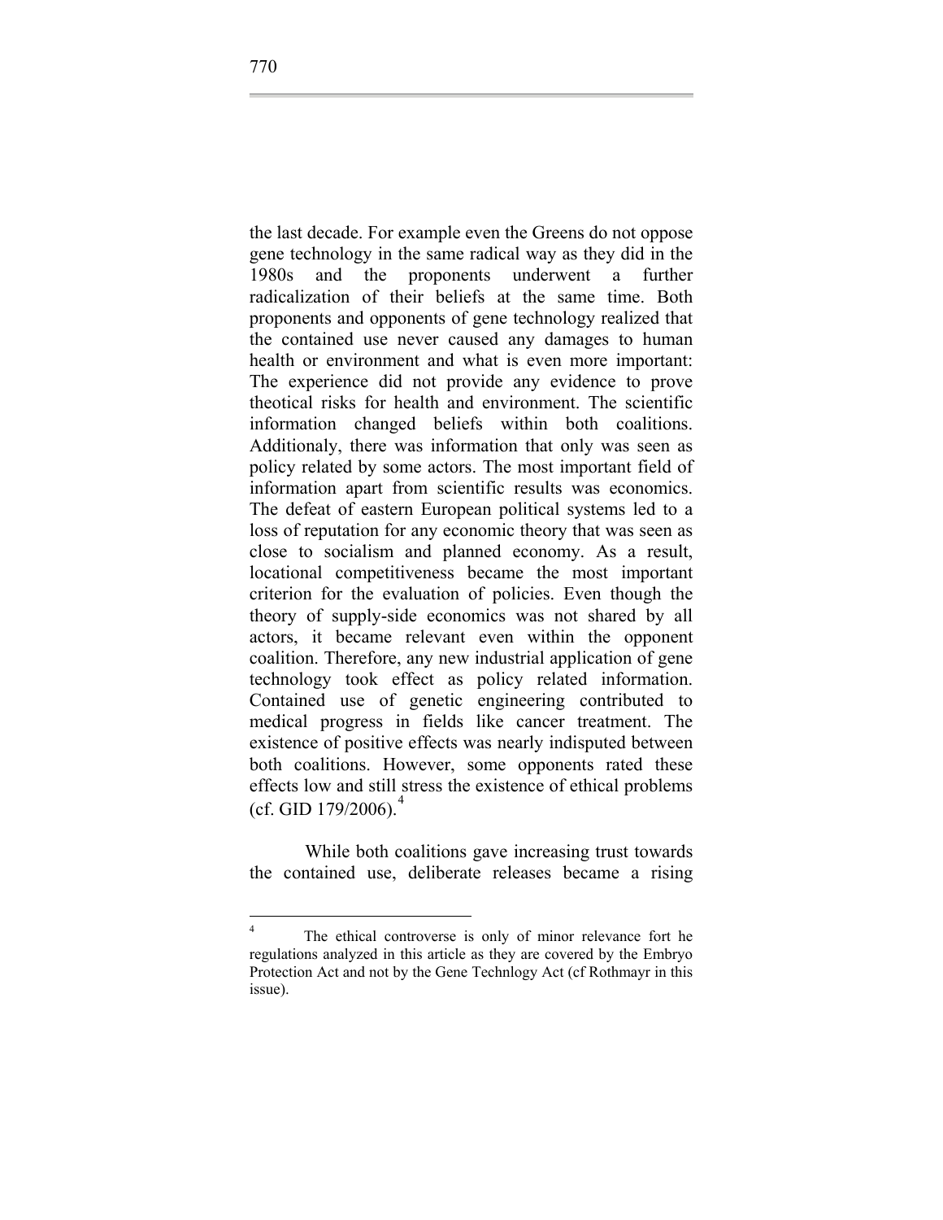the last decade. For example even the Greens do not oppose gene technology in the same radical way as they did in the 1980s and the proponents underwent a further radicalization of their beliefs at the same time. Both proponents and opponents of gene technology realized that the contained use never caused any damages to human health or environment and what is even more important: The experience did not provide any evidence to prove theotical risks for health and environment. The scientific information changed beliefs within both coalitions. Additionaly, there was information that only was seen as policy related by some actors. The most important field of information apart from scientific results was economics. The defeat of eastern European political systems led to a loss of reputation for any economic theory that was seen as close to socialism and planned economy. As a result, locational competitiveness became the most important criterion for the evaluation of policies. Even though the theory of supply-side economics was not shared by all actors, it became relevant even within the opponent coalition. Therefore, any new industrial application of gene technology took effect as policy related information. Contained use of genetic engineering contributed to medical progress in fields like cancer treatment. The existence of positive effects was nearly indisputed between both coalitions. However, some opponents rated these effects low and still stress the existence of ethical problems (cf. GID 179/2006).[4]

While both coalitions gave increasing trust towards the contained use, deliberate releases became a rising

---

[4] The ethical controverse is only of minor relevance fort he regulations analyzed in this article as they are covered by the Embryo Protection Act and not by the Gene Technlogy Act (cf Rothmayr in this issue).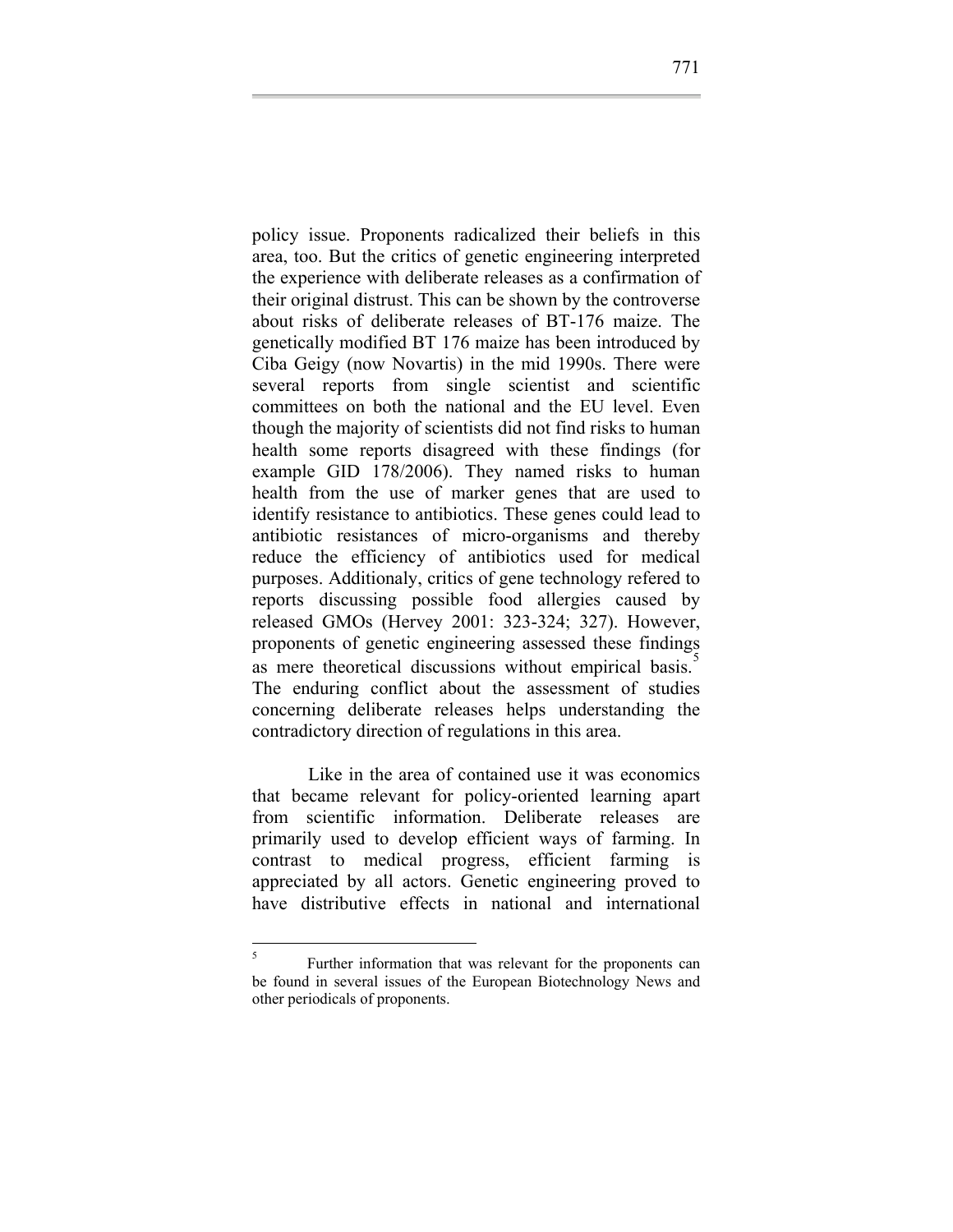policy issue. Proponents radicalized their beliefs in this area, too. But the critics of genetic engineering interpreted the experience with deliberate releases as a confirmation of their original distrust. This can be shown by the controverse about risks of deliberate releases of BT-176 maize. The genetically modified BT 176 maize has been introduced by Ciba Geigy (now Novartis) in the mid 1990s. There were several reports from single scientist and scientific committees on both the national and the EU level. Even though the majority of scientists did not find risks to human health some reports disagreed with these findings (for example GID 178/2006). They named risks to human health from the use of marker genes that are used to identify resistance to antibiotics. These genes could lead to antibiotic resistances of micro-organisms and thereby reduce the efficiency of antibiotics used for medical purposes. Additionaly, critics of gene technology refered to reports discussing possible food allergies caused by released GMOs (Hervey 2001: 323-324; 327). However, proponents of genetic engineering assessed these findings as mere theoretical discussions without empirical basis.[5] The enduring conflict about the assessment of studies concerning deliberate releases helps understanding the contradictory direction of regulations in this area.

Like in the area of contained use it was economics that became relevant for policy-oriented learning apart from scientific information. Deliberate releases are primarily used to develop efficient ways of farming. In contrast to medical progress, efficient farming is appreciated by all actors. Genetic engineering proved to have distributive effects in national and international

---

[5] Further information that was relevant for the proponents can be found in several issues of the European Biotechnology News and other periodicals of proponents.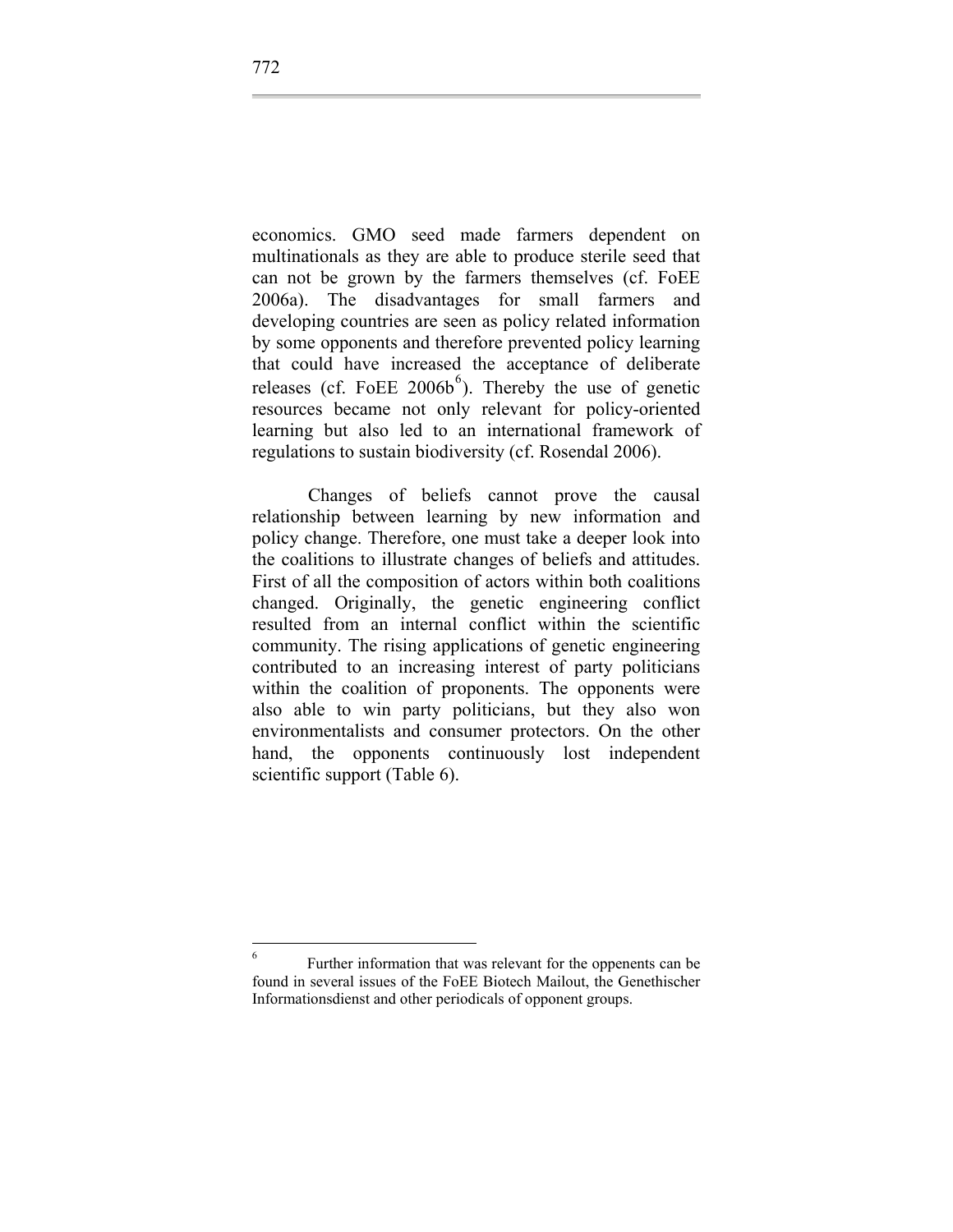economics. GMO seed made farmers dependent on multinationals as they are able to produce sterile seed that can not be grown by the farmers themselves (cf. FoEE 2006a). The disadvantages for small farmers and developing countries are seen as policy related information by some opponents and therefore prevented policy learning that could have increased the acceptance of deliberate releases (cf. FoEE 2006b[6]). Thereby the use of genetic resources became not only relevant for policy-oriented learning but also led to an international framework of regulations to sustain biodiversity (cf. Rosendal 2006).

Changes of beliefs cannot prove the causal relationship between learning by new information and policy change. Therefore, one must take a deeper look into the coalitions to illustrate changes of beliefs and attitudes. First of all the composition of actors within both coalitions changed. Originally, the genetic engineering conflict resulted from an internal conflict within the scientific community. The rising applications of genetic engineering contributed to an increasing interest of party politicians within the coalition of proponents. The opponents were also able to win party politicians, but they also won environmentalists and consumer protectors. On the other hand, the opponents continuously lost independent scientific support (Table 6).

---

[6] Further information that was relevant for the oppenents can be found in several issues of the FoEE Biotech Mailout, the Genethischer Informationsdienst and other periodicals of opponent groups.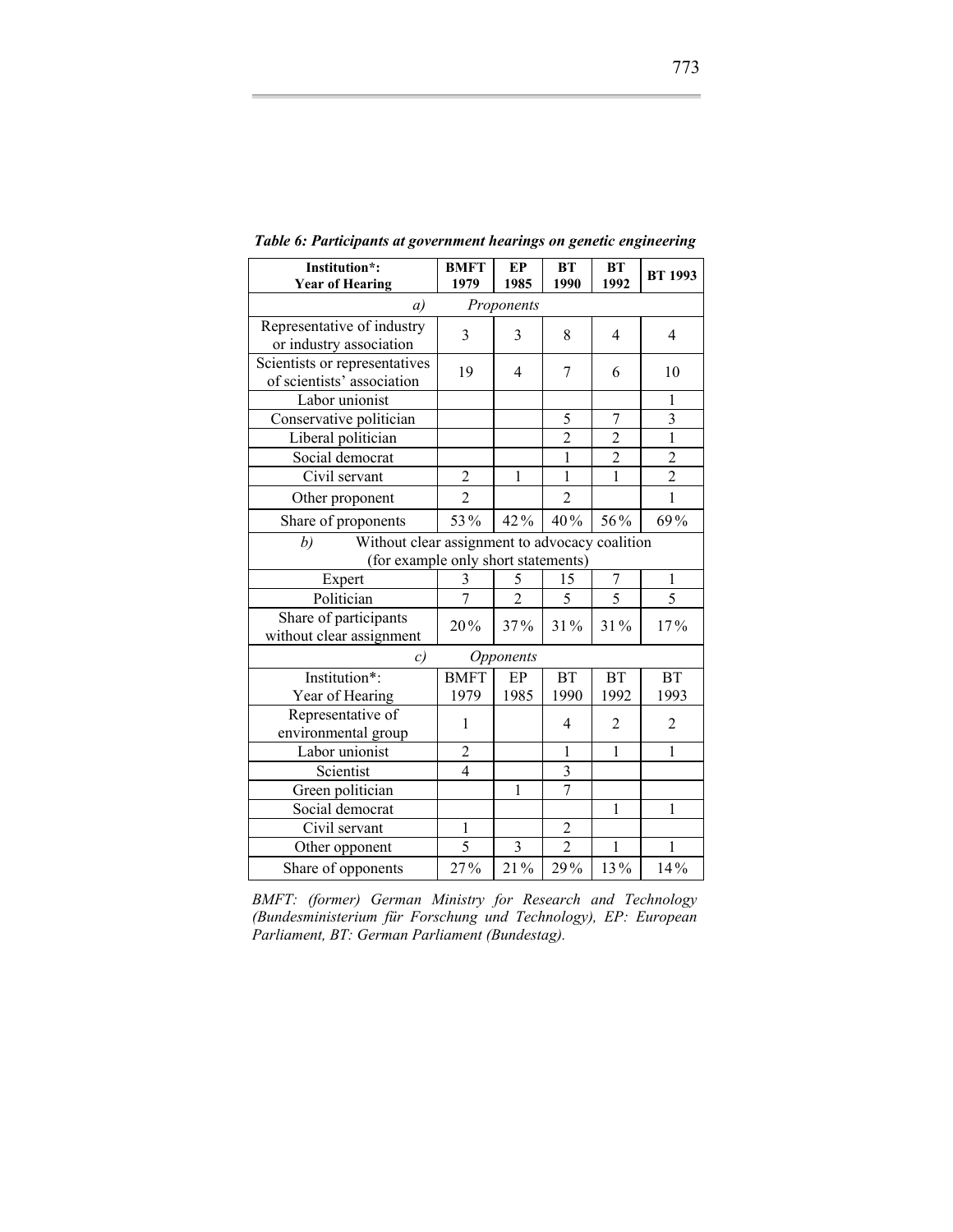***Table 6: Participants at government hearings on genetic engineering***

| Institution*: Year of Hearing | BMFT 1979 | EP 1985 | BT 1990 | BT 1992 | BT 1993 |
|---|---|---|---|---|---|
| *a)* *Proponents* | | | | | |
| Representative of industry or industry association | 3 | 3 | 8 | 4 | 4 |
| Scientists or representatives of scientists' association | 19 | 4 | 7 | 6 | 10 |
| Labor unionist | | | | | 1 |
| Conservative politician | | | 5 | 7 | 3 |
| Liberal politician | | | 2 | 2 | 1 |
| Social democrat | | | 1 | 2 | 2 |
| Civil servant | 2 | 1 | 1 | 1 | 2 |
| Other proponent | 2 | | 2 | | 1 |
| Share of proponents | 53% | 42% | 40% | 56% | 69% |
| *b)* Without clear assignment to advocacy coalition (for example only short statements) | | | | | |
| Expert | 3 | 5 | 15 | 7 | 1 |
| Politician | 7 | 2 | 5 | 5 | 5 |
| Share of participants without clear assignment | 20% | 37% | 31% | 31% | 17% |
| *c)* *Opponents* | | | | | |
| Institution*: Year of Hearing | BMFT 1979 | EP 1985 | BT 1990 | BT 1992 | BT 1993 |
| Representative of environmental group | 1 | | 4 | 2 | 2 |
| Labor unionist | 2 | | 1 | 1 | 1 |
| Scientist | 4 | | 3 | | |
| Green politician | | 1 | 7 | | |
| Social democrat | | | | 1 | 1 |
| Civil servant | 1 | | 2 | | |
| Other opponent | 5 | 3 | 2 | 1 | 1 |
| Share of opponents | 27% | 21% | 29% | 13% | 14% |

*BMFT: (former) German Ministry for Research and Technology (Bundesministerium für Forschung und Technology), EP: European Parliament, BT: German Parliament (Bundestag).*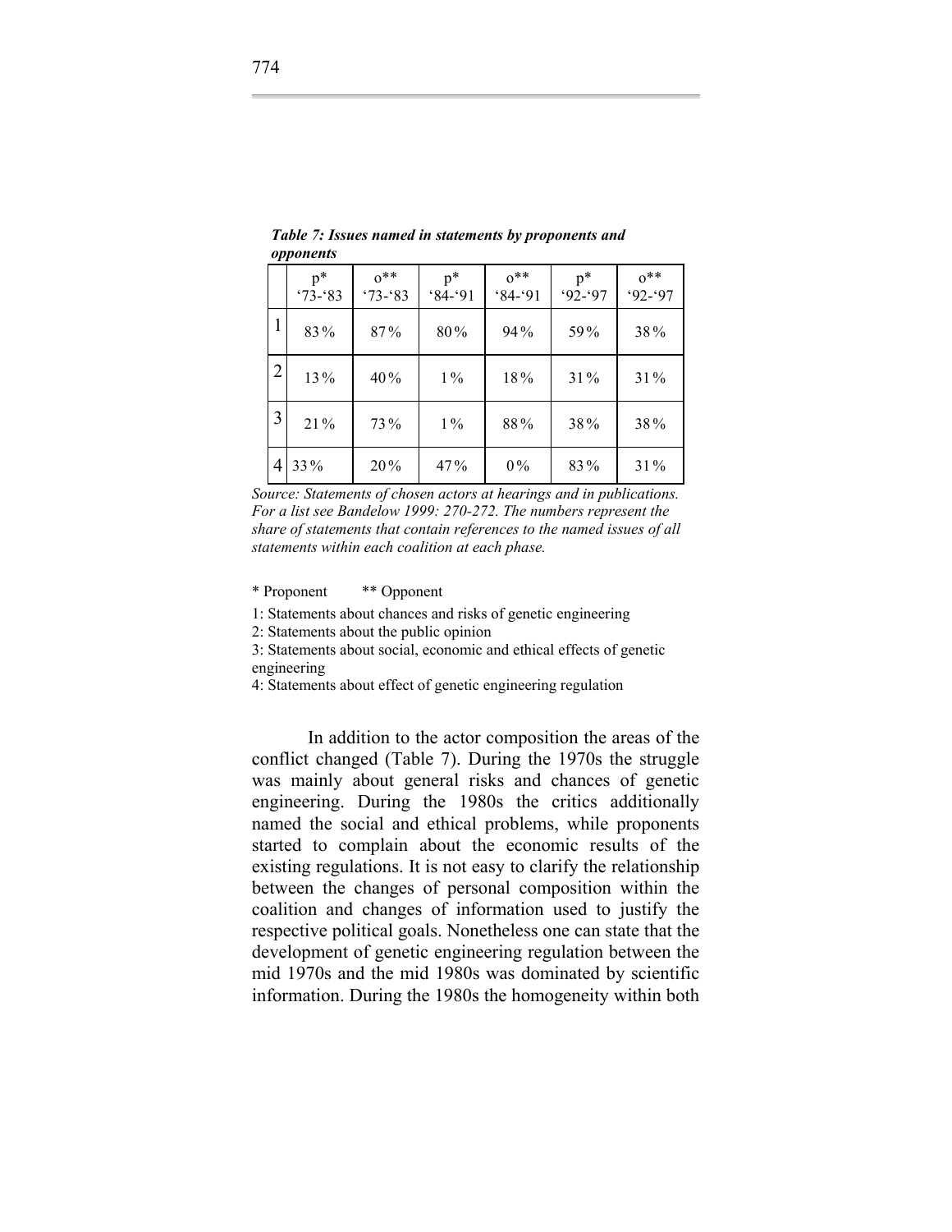***Table 7: Issues named in statements by proponents and opponents***

| | p* '73-'83 | o** '73-'83 | p* '84-'91 | o** '84-'91 | p* '92-'97 | o** '92-'97 |
|---|---|---|---|---|---|---|
| 1 | 83% | 87% | 80% | 94% | 59% | 38% |
| 2 | 13% | 40% | 1% | 18% | 31% | 31% |
| 3 | 21% | 73% | 1% | 88% | 38% | 38% |
| 4 | 33% | 20% | 47% | 0% | 83% | 31% |

*Source: Statements of chosen actors at hearings and in publications. For a list see Bandelow 1999: 270-272. The numbers represent the share of statements that contain references to the named issues of all statements within each coalition at each phase.*

\* Proponent   ** Opponent

1: Statements about chances and risks of genetic engineering

2: Statements about the public opinion

3: Statements about social, economic and ethical effects of genetic engineering

4: Statements about effect of genetic engineering regulation

In addition to the actor composition the areas of the conflict changed (Table 7). During the 1970s the struggle was mainly about general risks and chances of genetic engineering. During the 1980s the critics additionally named the social and ethical problems, while proponents started to complain about the economic results of the existing regulations. It is not easy to clarify the relationship between the changes of personal composition within the coalition and changes of information used to justify the respective political goals. Nonetheless one can state that the development of genetic engineering regulation between the mid 1970s and the mid 1980s was dominated by scientific information. During the 1980s the homogeneity within both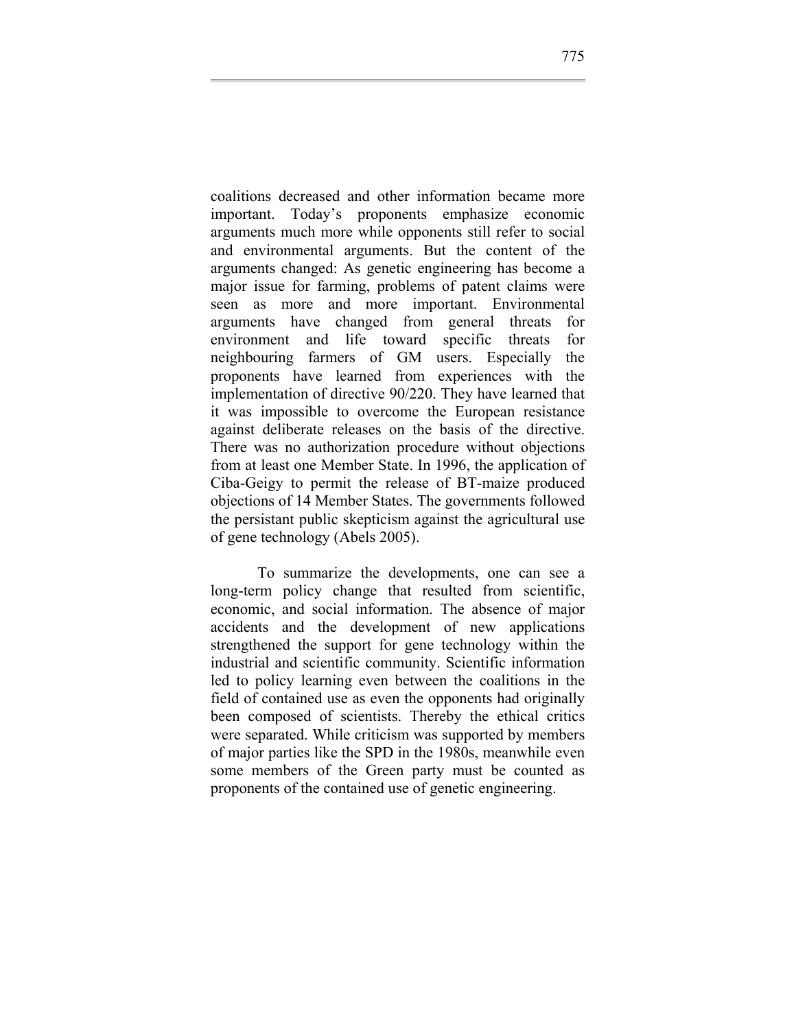coalitions decreased and other information became more important. Today's proponents emphasize economic arguments much more while opponents still refer to social and environmental arguments. But the content of the arguments changed: As genetic engineering has become a major issue for farming, problems of patent claims were seen as more and more important. Environmental arguments have changed from general threats for environment and life toward specific threats for neighbouring farmers of GM users. Especially the proponents have learned from experiences with the implementation of directive 90/220. They have learned that it was impossible to overcome the European resistance against deliberate releases on the basis of the directive. There was no authorization procedure without objections from at least one Member State. In 1996, the application of Ciba-Geigy to permit the release of BT-maize produced objections of 14 Member States. The governments followed the persistant public skepticism against the agricultural use of gene technology (Abels 2005).

To summarize the developments, one can see a long-term policy change that resulted from scientific, economic, and social information. The absence of major accidents and the development of new applications strengthened the support for gene technology within the industrial and scientific community. Scientific information led to policy learning even between the coalitions in the field of contained use as even the opponents had originally been composed of scientists. Thereby the ethical critics were separated. While criticism was supported by members of major parties like the SPD in the 1980s, meanwhile even some members of the Green party must be counted as proponents of the contained use of genetic engineering.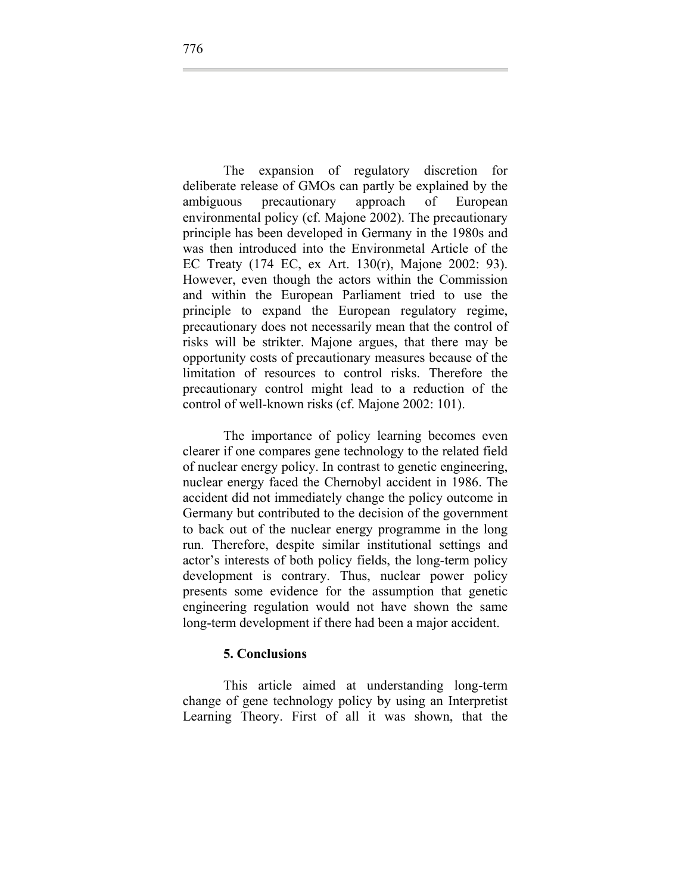The expansion of regulatory discretion for deliberate release of GMOs can partly be explained by the ambiguous precautionary approach of European environmental policy (cf. Majone 2002). The precautionary principle has been developed in Germany in the 1980s and was then introduced into the Environmetal Article of the EC Treaty (174 EC, ex Art. 130(r), Majone 2002: 93). However, even though the actors within the Commission and within the European Parliament tried to use the principle to expand the European regulatory regime, precautionary does not necessarily mean that the control of risks will be strikter. Majone argues, that there may be opportunity costs of precautionary measures because of the limitation of resources to control risks. Therefore the precautionary control might lead to a reduction of the control of well-known risks (cf. Majone 2002: 101).

The importance of policy learning becomes even clearer if one compares gene technology to the related field of nuclear energy policy. In contrast to genetic engineering, nuclear energy faced the Chernobyl accident in 1986. The accident did not immediately change the policy outcome in Germany but contributed to the decision of the government to back out of the nuclear energy programme in the long run. Therefore, despite similar institutional settings and actor's interests of both policy fields, the long-term policy development is contrary. Thus, nuclear power policy presents some evidence for the assumption that genetic engineering regulation would not have shown the same long-term development if there had been a major accident.

## 5. Conclusions

This article aimed at understanding long-term change of gene technology policy by using an Interpretist Learning Theory. First of all it was shown, that the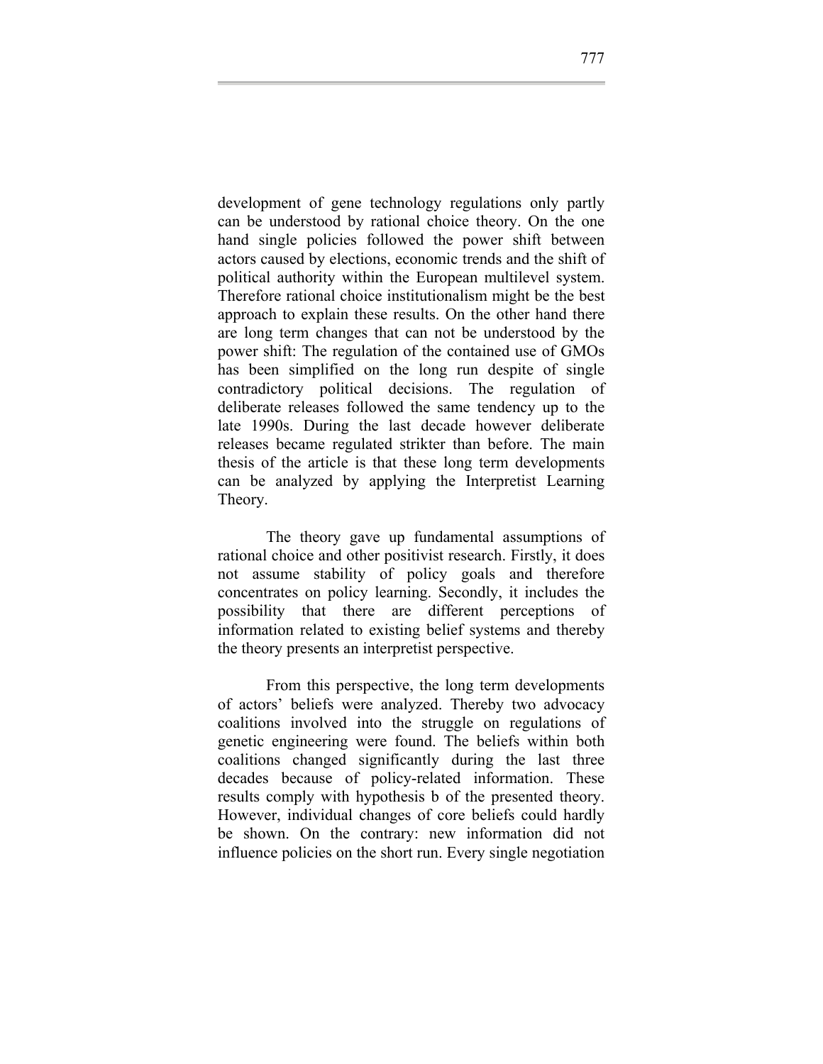development of gene technology regulations only partly can be understood by rational choice theory. On the one hand single policies followed the power shift between actors caused by elections, economic trends and the shift of political authority within the European multilevel system. Therefore rational choice institutionalism might be the best approach to explain these results. On the other hand there are long term changes that can not be understood by the power shift: The regulation of the contained use of GMOs has been simplified on the long run despite of single contradictory political decisions. The regulation of deliberate releases followed the same tendency up to the late 1990s. During the last decade however deliberate releases became regulated strikter than before. The main thesis of the article is that these long term developments can be analyzed by applying the Interpretist Learning Theory.

The theory gave up fundamental assumptions of rational choice and other positivist research. Firstly, it does not assume stability of policy goals and therefore concentrates on policy learning. Secondly, it includes the possibility that there are different perceptions of information related to existing belief systems and thereby the theory presents an interpretist perspective.

From this perspective, the long term developments of actors' beliefs were analyzed. Thereby two advocacy coalitions involved into the struggle on regulations of genetic engineering were found. The beliefs within both coalitions changed significantly during the last three decades because of policy-related information. These results comply with hypothesis b of the presented theory. However, individual changes of core beliefs could hardly be shown. On the contrary: new information did not influence policies on the short run. Every single negotiation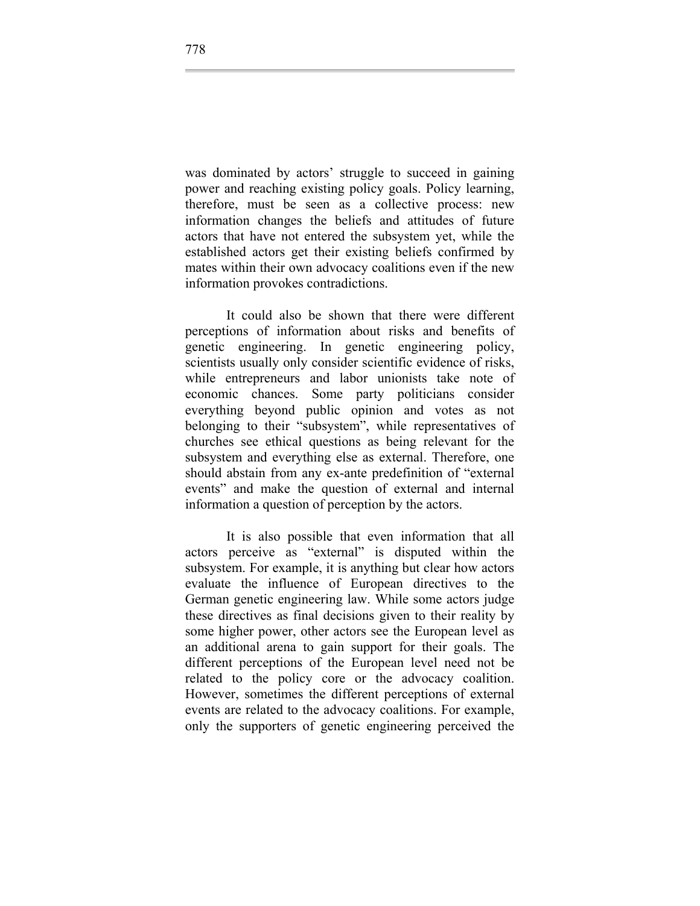was dominated by actors' struggle to succeed in gaining power and reaching existing policy goals. Policy learning, therefore, must be seen as a collective process: new information changes the beliefs and attitudes of future actors that have not entered the subsystem yet, while the established actors get their existing beliefs confirmed by mates within their own advocacy coalitions even if the new information provokes contradictions.

It could also be shown that there were different perceptions of information about risks and benefits of genetic engineering. In genetic engineering policy, scientists usually only consider scientific evidence of risks, while entrepreneurs and labor unionists take note of economic chances. Some party politicians consider everything beyond public opinion and votes as not belonging to their "subsystem", while representatives of churches see ethical questions as being relevant for the subsystem and everything else as external. Therefore, one should abstain from any ex-ante predefinition of "external events" and make the question of external and internal information a question of perception by the actors.

It is also possible that even information that all actors perceive as "external" is disputed within the subsystem. For example, it is anything but clear how actors evaluate the influence of European directives to the German genetic engineering law. While some actors judge these directives as final decisions given to their reality by some higher power, other actors see the European level as an additional arena to gain support for their goals. The different perceptions of the European level need not be related to the policy core or the advocacy coalition. However, sometimes the different perceptions of external events are related to the advocacy coalitions. For example, only the supporters of genetic engineering perceived the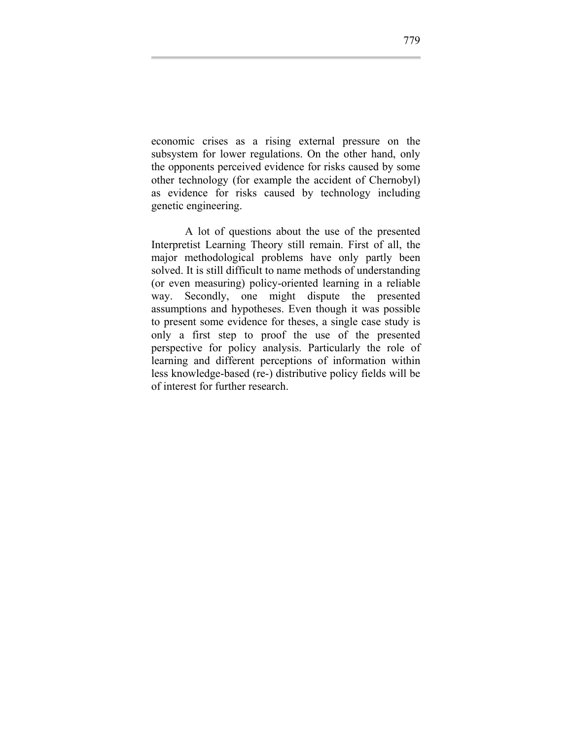economic crises as a rising external pressure on the subsystem for lower regulations. On the other hand, only the opponents perceived evidence for risks caused by some other technology (for example the accident of Chernobyl) as evidence for risks caused by technology including genetic engineering.

A lot of questions about the use of the presented Interpretist Learning Theory still remain. First of all, the major methodological problems have only partly been solved. It is still difficult to name methods of understanding (or even measuring) policy-oriented learning in a reliable way. Secondly, one might dispute the presented assumptions and hypotheses. Even though it was possible to present some evidence for theses, a single case study is only a first step to proof the use of the presented perspective for policy analysis. Particularly the role of learning and different perceptions of information within less knowledge-based (re-) distributive policy fields will be of interest for further research.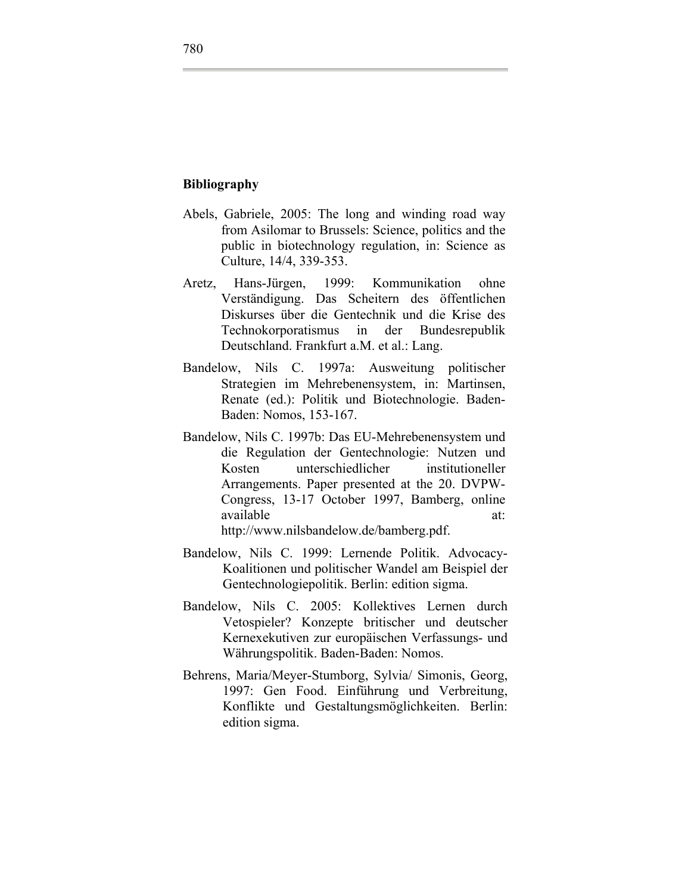**Bibliography**

Abels, Gabriele, 2005: The long and winding road way from Asilomar to Brussels: Science, politics and the public in biotechnology regulation, in: Science as Culture, 14/4, 339-353.

Aretz, Hans-Jürgen, 1999: Kommunikation ohne Verständigung. Das Scheitern des öffentlichen Diskurses über die Gentechnik und die Krise des Technokorporatismus in der Bundesrepublik Deutschland. Frankfurt a.M. et al.: Lang.

Bandelow, Nils C. 1997a: Ausweitung politischer Strategien im Mehrebenensystem, in: Martinsen, Renate (ed.): Politik und Biotechnologie. Baden-Baden: Nomos, 153-167.

Bandelow, Nils C. 1997b: Das EU-Mehrebenensystem und die Regulation der Gentechnologie: Nutzen und Kosten unterschiedlicher institutioneller Arrangements. Paper presented at the 20. DVPW-Congress, 13-17 October 1997, Bamberg, online available at: http://www.nilsbandelow.de/bamberg.pdf.

Bandelow, Nils C. 1999: Lernende Politik. Advocacy-Koalitionen und politischer Wandel am Beispiel der Gentechnologiepolitik. Berlin: edition sigma.

Bandelow, Nils C. 2005: Kollektives Lernen durch Vetospieler? Konzepte britischer und deutscher Kernexekutiven zur europäischen Verfassungs- und Währungspolitik. Baden-Baden: Nomos.

Behrens, Maria/Meyer-Stumborg, Sylvia/ Simonis, Georg, 1997: Gen Food. Einführung und Verbreitung, Konflikte und Gestaltungsmöglichkeiten. Berlin: edition sigma.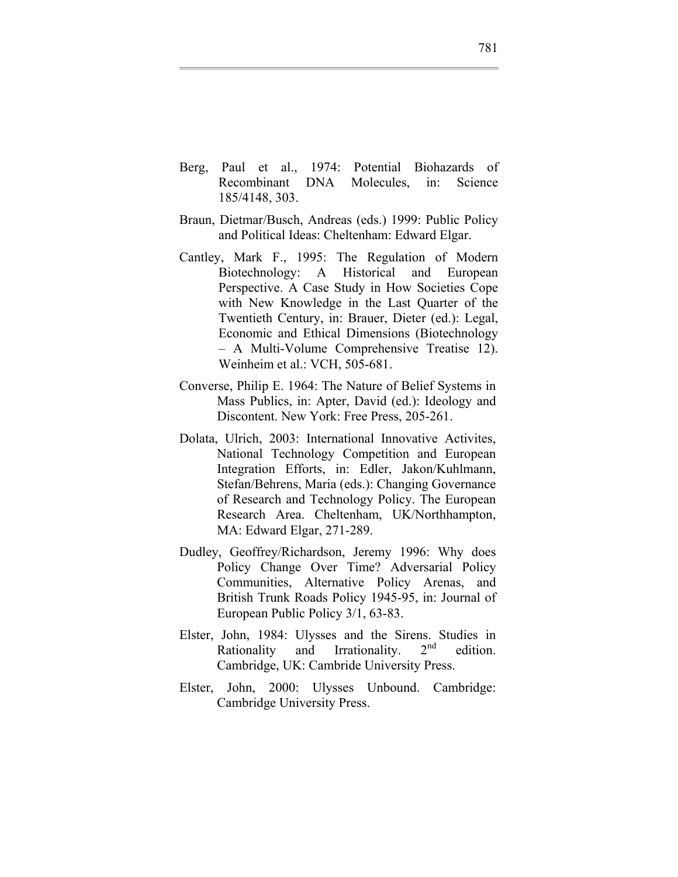Berg, Paul et al., 1974: Potential Biohazards of Recombinant DNA Molecules, in: Science 185/4148, 303.

Braun, Dietmar/Busch, Andreas (eds.) 1999: Public Policy and Political Ideas: Cheltenham: Edward Elgar.

Cantley, Mark F., 1995: The Regulation of Modern Biotechnology: A Historical and European Perspective. A Case Study in How Societies Cope with New Knowledge in the Last Quarter of the Twentieth Century, in: Brauer, Dieter (ed.): Legal, Economic and Ethical Dimensions (Biotechnology – A Multi-Volume Comprehensive Treatise 12). Weinheim et al.: VCH, 505-681.

Converse, Philip E. 1964: The Nature of Belief Systems in Mass Publics, in: Apter, David (ed.): Ideology and Discontent. New York: Free Press, 205-261.

Dolata, Ulrich, 2003: International Innovative Activites, National Technology Competition and European Integration Efforts, in: Edler, Jakon/Kuhlmann, Stefan/Behrens, Maria (eds.): Changing Governance of Research and Technology Policy. The European Research Area. Cheltenham, UK/Northhampton, MA: Edward Elgar, 271-289.

Dudley, Geoffrey/Richardson, Jeremy 1996: Why does Policy Change Over Time? Adversarial Policy Communities, Alternative Policy Arenas, and British Trunk Roads Policy 1945-95, in: Journal of European Public Policy 3/1, 63-83.

Elster, John, 1984: Ulysses and the Sirens. Studies in Rationality and Irrationality. 2nd edition. Cambridge, UK: Cambride University Press.

Elster, John, 2000: Ulysses Unbound. Cambridge: Cambridge University Press.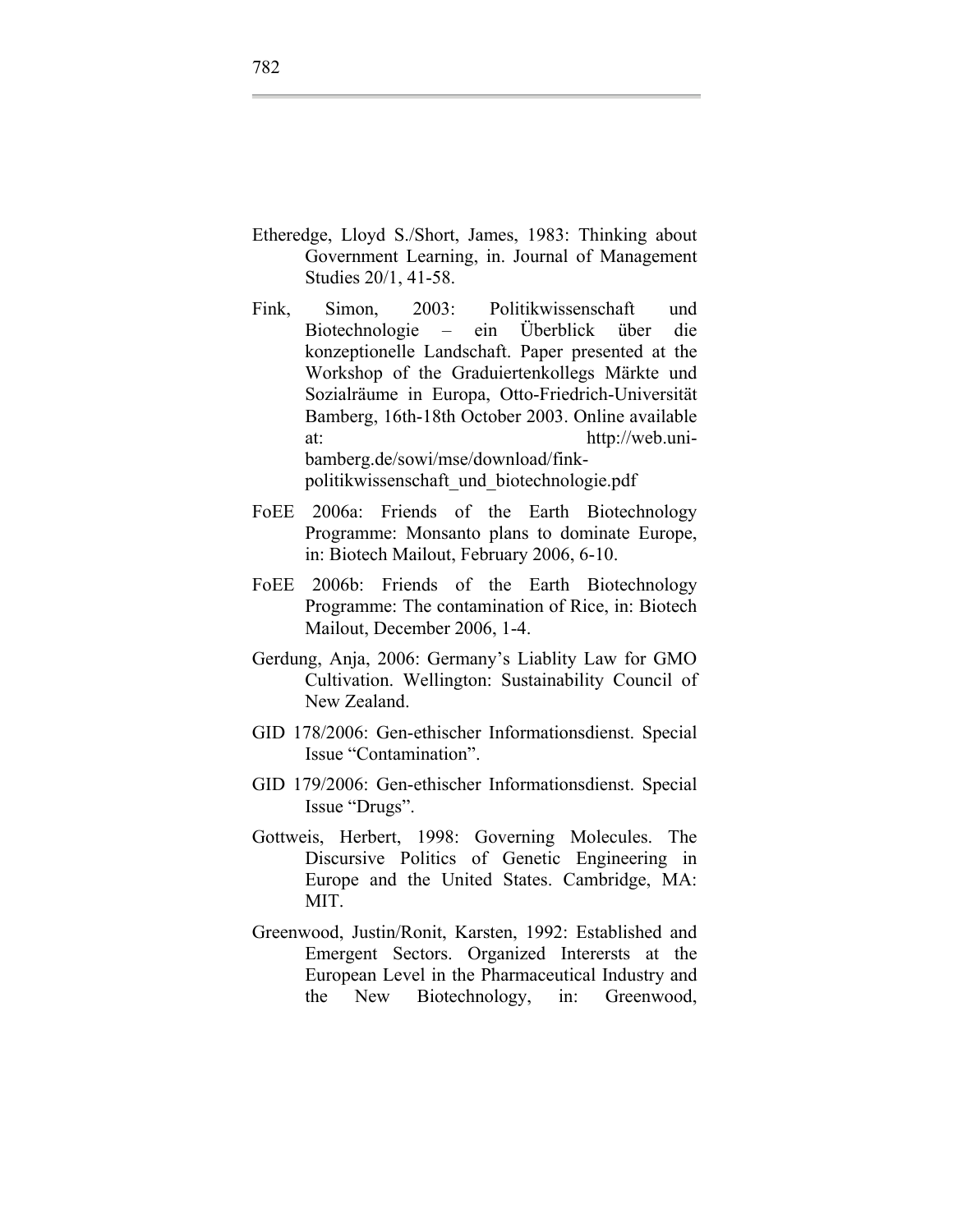Etheredge, Lloyd S./Short, James, 1983: Thinking about Government Learning, in. Journal of Management Studies 20/1, 41-58.

Fink, Simon, 2003: Politikwissenschaft und Biotechnologie – ein Überblick über die konzeptionelle Landschaft. Paper presented at the Workshop of the Graduiertenkollegs Märkte und Sozialräume in Europa, Otto-Friedrich-Universität Bamberg, 16th-18th October 2003. Online available at: http://web.uni-bamberg.de/sowi/mse/download/fink-politikwissenschaft_und_biotechnologie.pdf

FoEE 2006a: Friends of the Earth Biotechnology Programme: Monsanto plans to dominate Europe, in: Biotech Mailout, February 2006, 6-10.

FoEE 2006b: Friends of the Earth Biotechnology Programme: The contamination of Rice, in: Biotech Mailout, December 2006, 1-4.

Gerdung, Anja, 2006: Germany's Liablity Law for GMO Cultivation. Wellington: Sustainability Council of New Zealand.

GID 178/2006: Gen-ethischer Informationsdienst. Special Issue "Contamination".

GID 179/2006: Gen-ethischer Informationsdienst. Special Issue "Drugs".

Gottweis, Herbert, 1998: Governing Molecules. The Discursive Politics of Genetic Engineering in Europe and the United States. Cambridge, MA: MIT.

Greenwood, Justin/Ronit, Karsten, 1992: Established and Emergent Sectors. Organized Interersts at the European Level in the Pharmaceutical Industry and the New Biotechnology, in: Greenwood,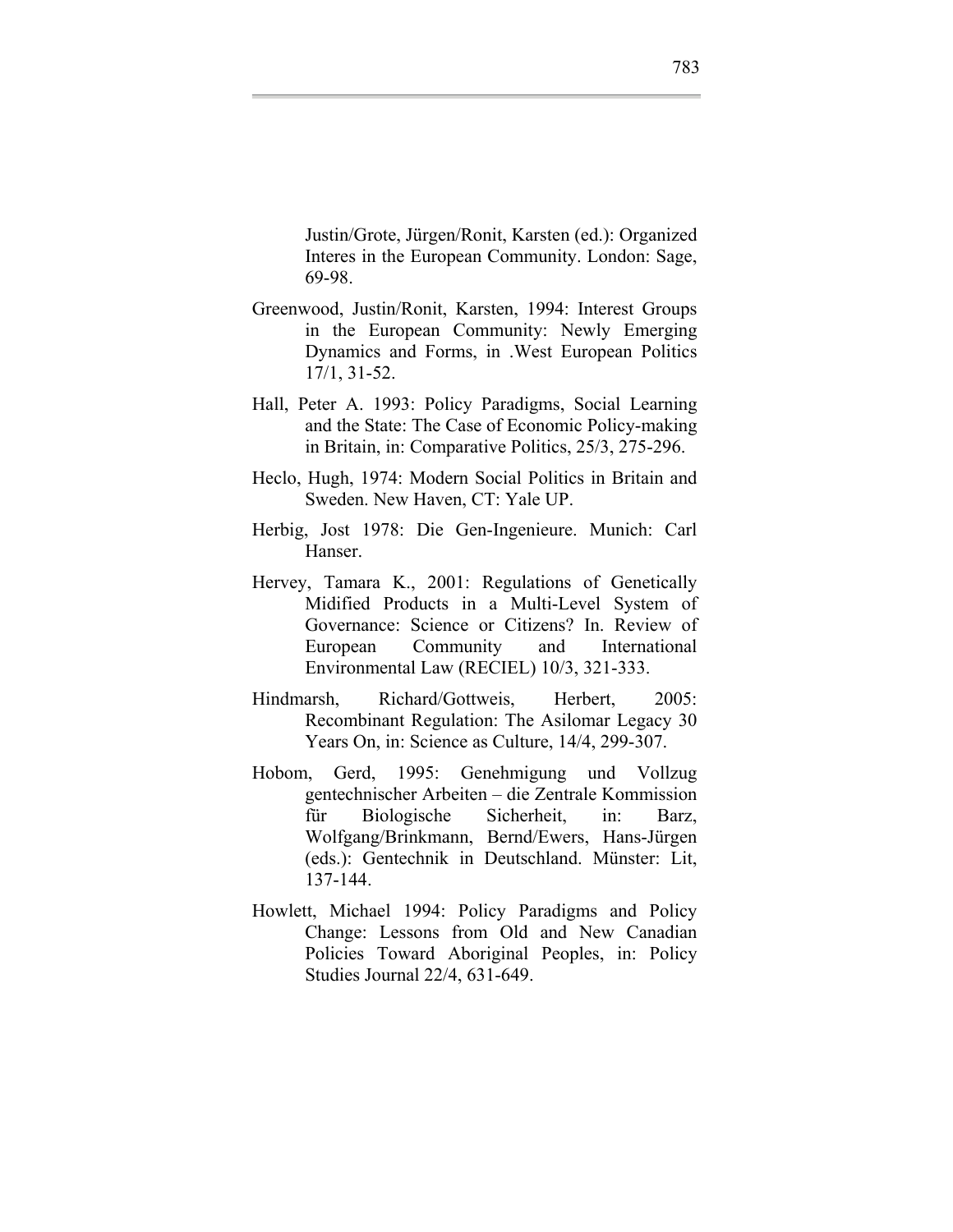Justin/Grote, Jürgen/Ronit, Karsten (ed.): Organized Interes in the European Community. London: Sage, 69-98.

Greenwood, Justin/Ronit, Karsten, 1994: Interest Groups in the European Community: Newly Emerging Dynamics and Forms, in .West European Politics 17/1, 31-52.

Hall, Peter A. 1993: Policy Paradigms, Social Learning and the State: The Case of Economic Policy-making in Britain, in: Comparative Politics, 25/3, 275-296.

Heclo, Hugh, 1974: Modern Social Politics in Britain and Sweden. New Haven, CT: Yale UP.

Herbig, Jost 1978: Die Gen-Ingenieure. Munich: Carl Hanser.

Hervey, Tamara K., 2001: Regulations of Genetically Midified Products in a Multi-Level System of Governance: Science or Citizens? In. Review of European Community and International Environmental Law (RECIEL) 10/3, 321-333.

Hindmarsh, Richard/Gottweis, Herbert, 2005: Recombinant Regulation: The Asilomar Legacy 30 Years On, in: Science as Culture, 14/4, 299-307.

Hobom, Gerd, 1995: Genehmigung und Vollzug gentechnischer Arbeiten – die Zentrale Kommission für Biologische Sicherheit, in: Barz, Wolfgang/Brinkmann, Bernd/Ewers, Hans-Jürgen (eds.): Gentechnik in Deutschland. Münster: Lit, 137-144.

Howlett, Michael 1994: Policy Paradigms and Policy Change: Lessons from Old and New Canadian Policies Toward Aboriginal Peoples, in: Policy Studies Journal 22/4, 631-649.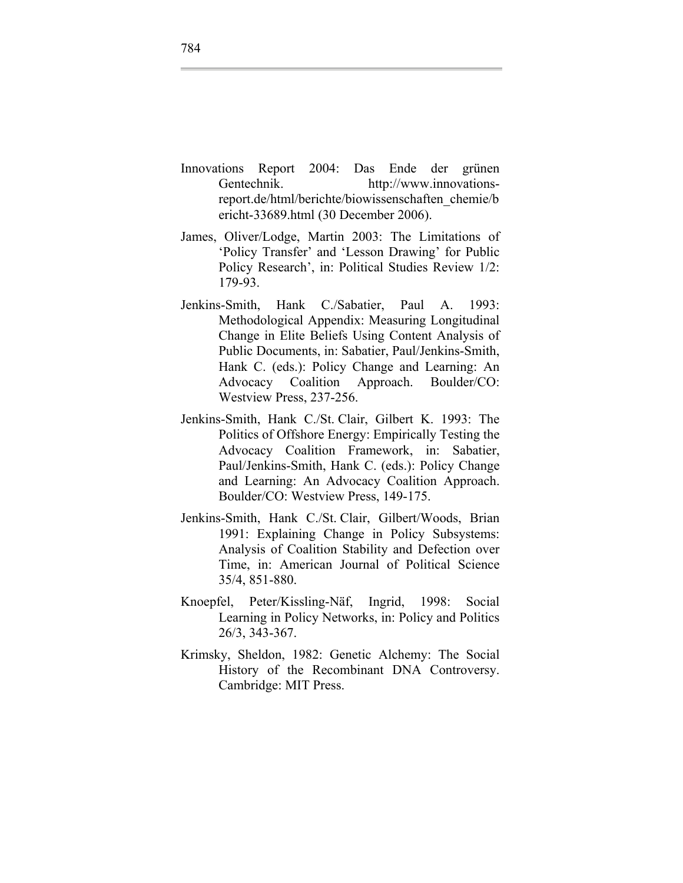Innovations Report 2004: Das Ende der grünen Gentechnik. http://www.innovations-report.de/html/berichte/biowissenschaften_chemie/bericht-33689.html (30 December 2006).

James, Oliver/Lodge, Martin 2003: The Limitations of 'Policy Transfer' and 'Lesson Drawing' for Public Policy Research', in: Political Studies Review 1/2: 179-93.

Jenkins-Smith, Hank C./Sabatier, Paul A. 1993: Methodological Appendix: Measuring Longitudinal Change in Elite Beliefs Using Content Analysis of Public Documents, in: Sabatier, Paul/Jenkins-Smith, Hank C. (eds.): Policy Change and Learning: An Advocacy Coalition Approach. Boulder/CO: Westview Press, 237-256.

Jenkins-Smith, Hank C./St. Clair, Gilbert K. 1993: The Politics of Offshore Energy: Empirically Testing the Advocacy Coalition Framework, in: Sabatier, Paul/Jenkins-Smith, Hank C. (eds.): Policy Change and Learning: An Advocacy Coalition Approach. Boulder/CO: Westview Press, 149-175.

Jenkins-Smith, Hank C./St. Clair, Gilbert/Woods, Brian 1991: Explaining Change in Policy Subsystems: Analysis of Coalition Stability and Defection over Time, in: American Journal of Political Science 35/4, 851-880.

Knoepfel, Peter/Kissling-Näf, Ingrid, 1998: Social Learning in Policy Networks, in: Policy and Politics 26/3, 343-367.

Krimsky, Sheldon, 1982: Genetic Alchemy: The Social History of the Recombinant DNA Controversy. Cambridge: MIT Press.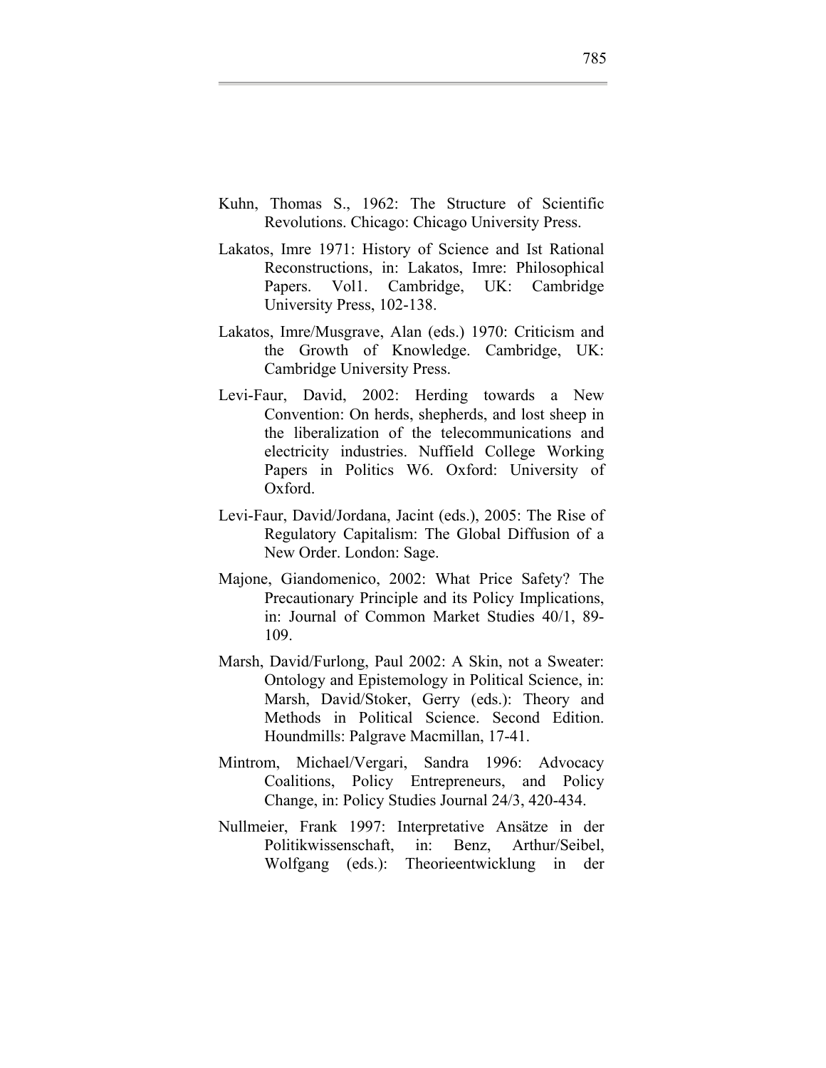Kuhn, Thomas S., 1962: The Structure of Scientific Revolutions. Chicago: Chicago University Press.

Lakatos, Imre 1971: History of Science and Ist Rational Reconstructions, in: Lakatos, Imre: Philosophical Papers. Vol1. Cambridge, UK: Cambridge University Press, 102-138.

Lakatos, Imre/Musgrave, Alan (eds.) 1970: Criticism and the Growth of Knowledge. Cambridge, UK: Cambridge University Press.

Levi-Faur, David, 2002: Herding towards a New Convention: On herds, shepherds, and lost sheep in the liberalization of the telecommunications and electricity industries. Nuffield College Working Papers in Politics W6. Oxford: University of Oxford.

Levi-Faur, David/Jordana, Jacint (eds.), 2005: The Rise of Regulatory Capitalism: The Global Diffusion of a New Order. London: Sage.

Majone, Giandomenico, 2002: What Price Safety? The Precautionary Principle and its Policy Implications, in: Journal of Common Market Studies 40/1, 89-109.

Marsh, David/Furlong, Paul 2002: A Skin, not a Sweater: Ontology and Epistemology in Political Science, in: Marsh, David/Stoker, Gerry (eds.): Theory and Methods in Political Science. Second Edition. Houndmills: Palgrave Macmillan, 17-41.

Mintrom, Michael/Vergari, Sandra 1996: Advocacy Coalitions, Policy Entrepreneurs, and Policy Change, in: Policy Studies Journal 24/3, 420-434.

Nullmeier, Frank 1997: Interpretative Ansätze in der Politikwissenschaft, in: Benz, Arthur/Seibel, Wolfgang (eds.): Theorieentwicklung in der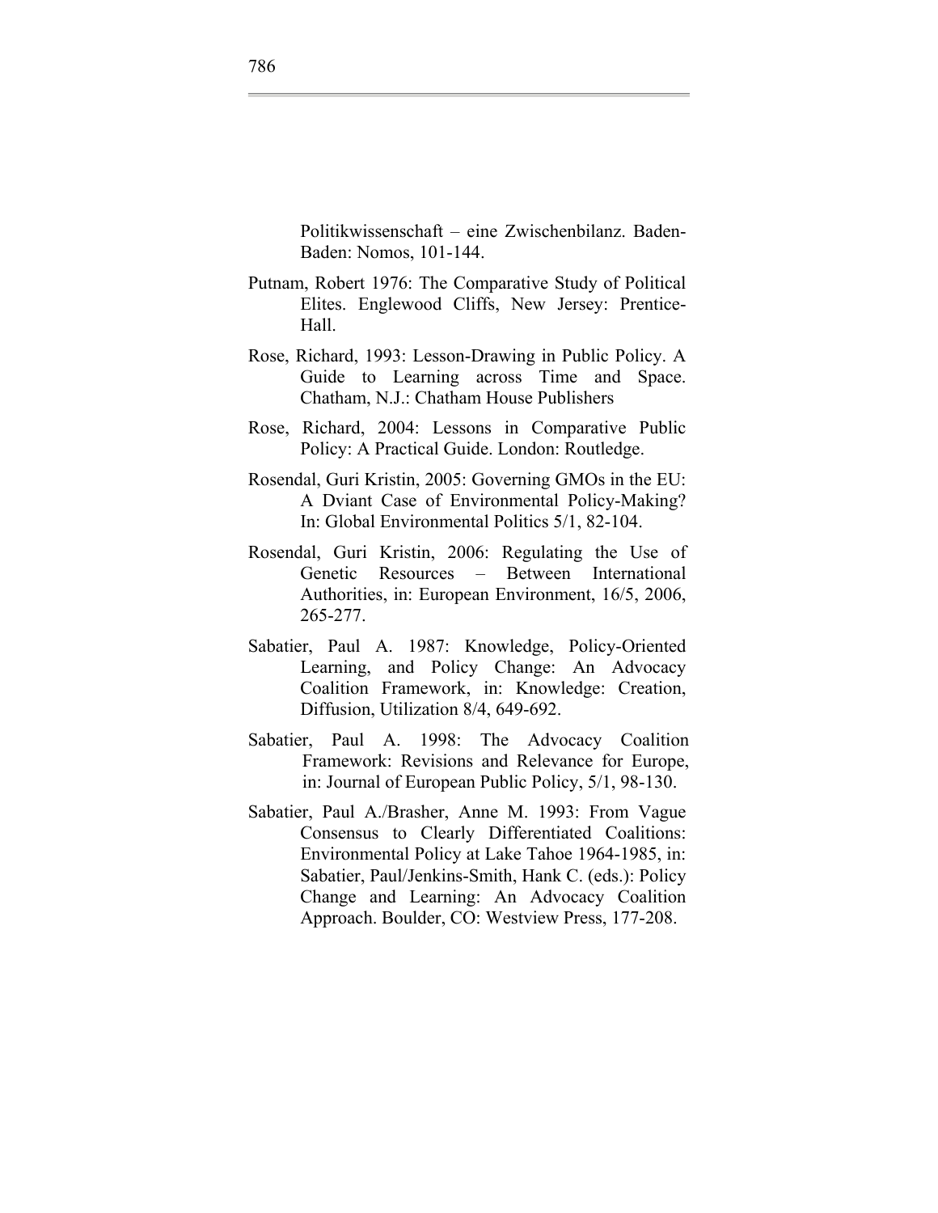Politikwissenschaft – eine Zwischenbilanz. Baden-Baden: Nomos, 101-144.

Putnam, Robert 1976: The Comparative Study of Political Elites. Englewood Cliffs, New Jersey: Prentice-Hall.

Rose, Richard, 1993: Lesson-Drawing in Public Policy. A Guide to Learning across Time and Space. Chatham, N.J.: Chatham House Publishers

Rose, Richard, 2004: Lessons in Comparative Public Policy: A Practical Guide. London: Routledge.

Rosendal, Guri Kristin, 2005: Governing GMOs in the EU: A Dviant Case of Environmental Policy-Making? In: Global Environmental Politics 5/1, 82-104.

Rosendal, Guri Kristin, 2006: Regulating the Use of Genetic Resources – Between International Authorities, in: European Environment, 16/5, 2006, 265-277.

Sabatier, Paul A. 1987: Knowledge, Policy-Oriented Learning, and Policy Change: An Advocacy Coalition Framework, in: Knowledge: Creation, Diffusion, Utilization 8/4, 649-692.

Sabatier, Paul A. 1998: The Advocacy Coalition Framework: Revisions and Relevance for Europe, in: Journal of European Public Policy, 5/1, 98-130.

Sabatier, Paul A./Brasher, Anne M. 1993: From Vague Consensus to Clearly Differentiated Coalitions: Environmental Policy at Lake Tahoe 1964-1985, in: Sabatier, Paul/Jenkins-Smith, Hank C. (eds.): Policy Change and Learning: An Advocacy Coalition Approach. Boulder, CO: Westview Press, 177-208.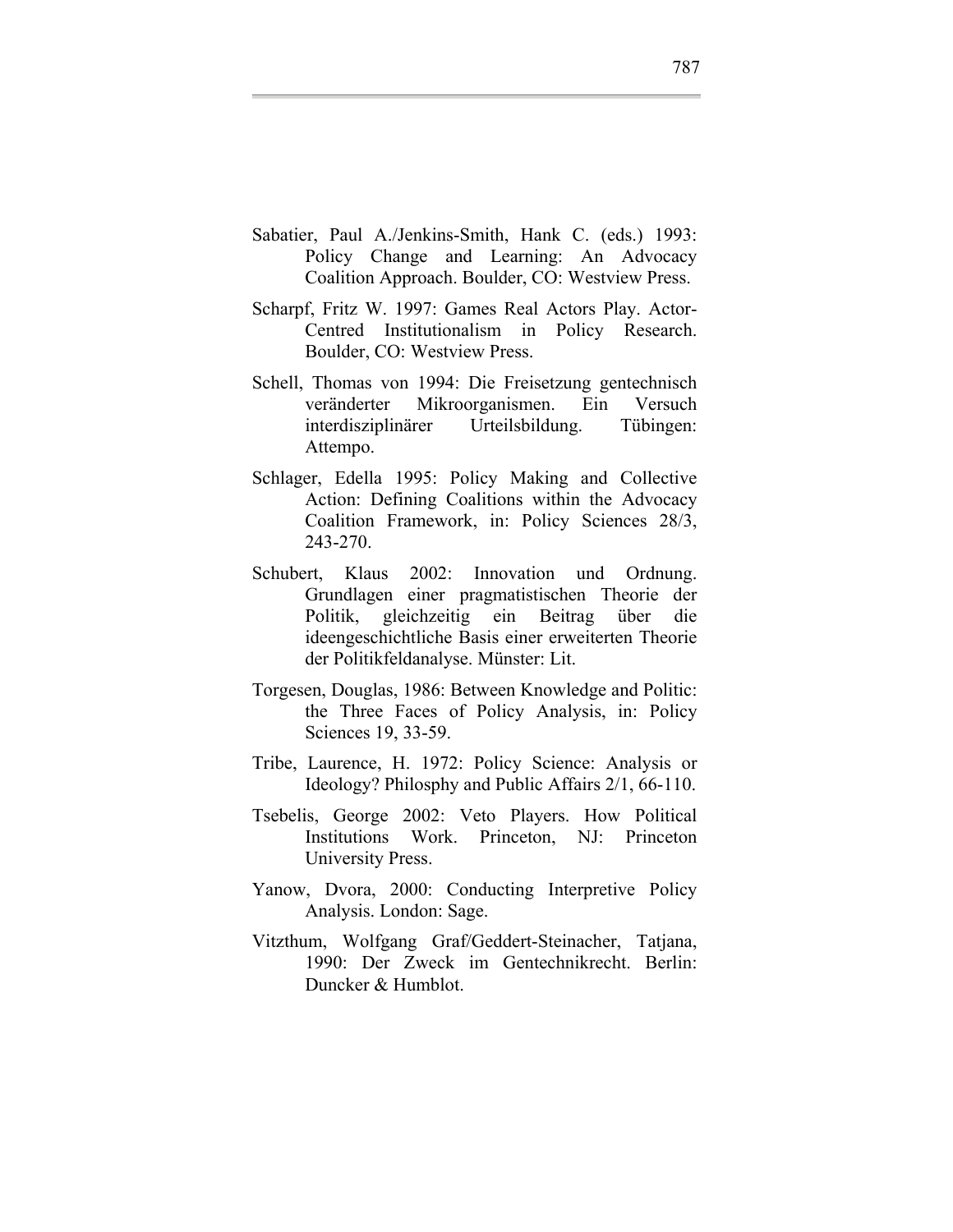Sabatier, Paul A./Jenkins-Smith, Hank C. (eds.) 1993: Policy Change and Learning: An Advocacy Coalition Approach. Boulder, CO: Westview Press.

Scharpf, Fritz W. 1997: Games Real Actors Play. Actor-Centred Institutionalism in Policy Research. Boulder, CO: Westview Press.

Schell, Thomas von 1994: Die Freisetzung gentechnisch veränderter Mikroorganismen. Ein Versuch interdisziplinärer Urteilsbildung. Tübingen: Attempo.

Schlager, Edella 1995: Policy Making and Collective Action: Defining Coalitions within the Advocacy Coalition Framework, in: Policy Sciences 28/3, 243-270.

Schubert, Klaus 2002: Innovation und Ordnung. Grundlagen einer pragmatistischen Theorie der Politik, gleichzeitig ein Beitrag über die ideengeschichtliche Basis einer erweiterten Theorie der Politikfeldanalyse. Münster: Lit.

Torgesen, Douglas, 1986: Between Knowledge and Politic: the Three Faces of Policy Analysis, in: Policy Sciences 19, 33-59.

Tribe, Laurence, H. 1972: Policy Science: Analysis or Ideology? Philosphy and Public Affairs 2/1, 66-110.

Tsebelis, George 2002: Veto Players. How Political Institutions Work. Princeton, NJ: Princeton University Press.

Yanow, Dvora, 2000: Conducting Interpretive Policy Analysis. London: Sage.

Vitzthum, Wolfgang Graf/Geddert-Steinacher, Tatjana, 1990: Der Zweck im Gentechnikrecht. Berlin: Duncker & Humblot.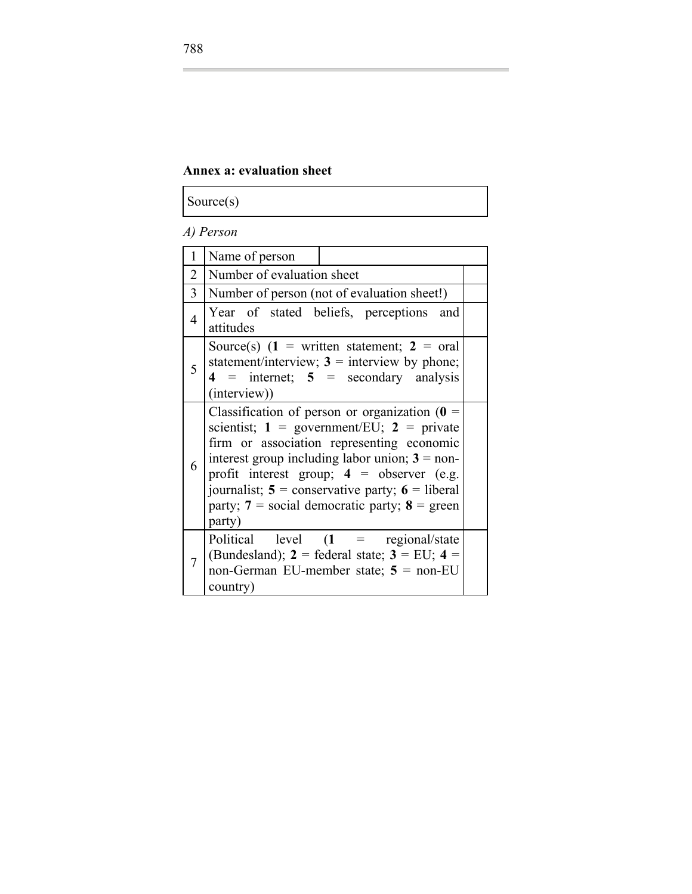**Annex a: evaluation sheet**

| Source(s) |
|---|

*A) Person*

| | | |
|---|---|---|
| 1 | Name of person | |
| 2 | Number of evaluation sheet | |
| 3 | Number of person (not of evaluation sheet!) | |
| 4 | Year of stated beliefs, perceptions and attitudes | |
| 5 | Source(s) (**1** = written statement; **2** = oral statement/interview; **3** = interview by phone; **4** = internet; **5** = secondary analysis (interview)) | |
| 6 | Classification of person or organization (**0** = scientist; **1** = government/EU; **2** = private firm or association representing economic interest group including labor union; **3** = non-profit interest group; **4** = observer (e.g. journalist; **5** = conservative party; **6** = liberal party; **7** = social democratic party; **8** = green party) | |
| 7 | Political level (**1** = regional/state (Bundesland); **2** = federal state; **3** = EU; **4** = non-German EU-member state; **5** = non-EU country) | |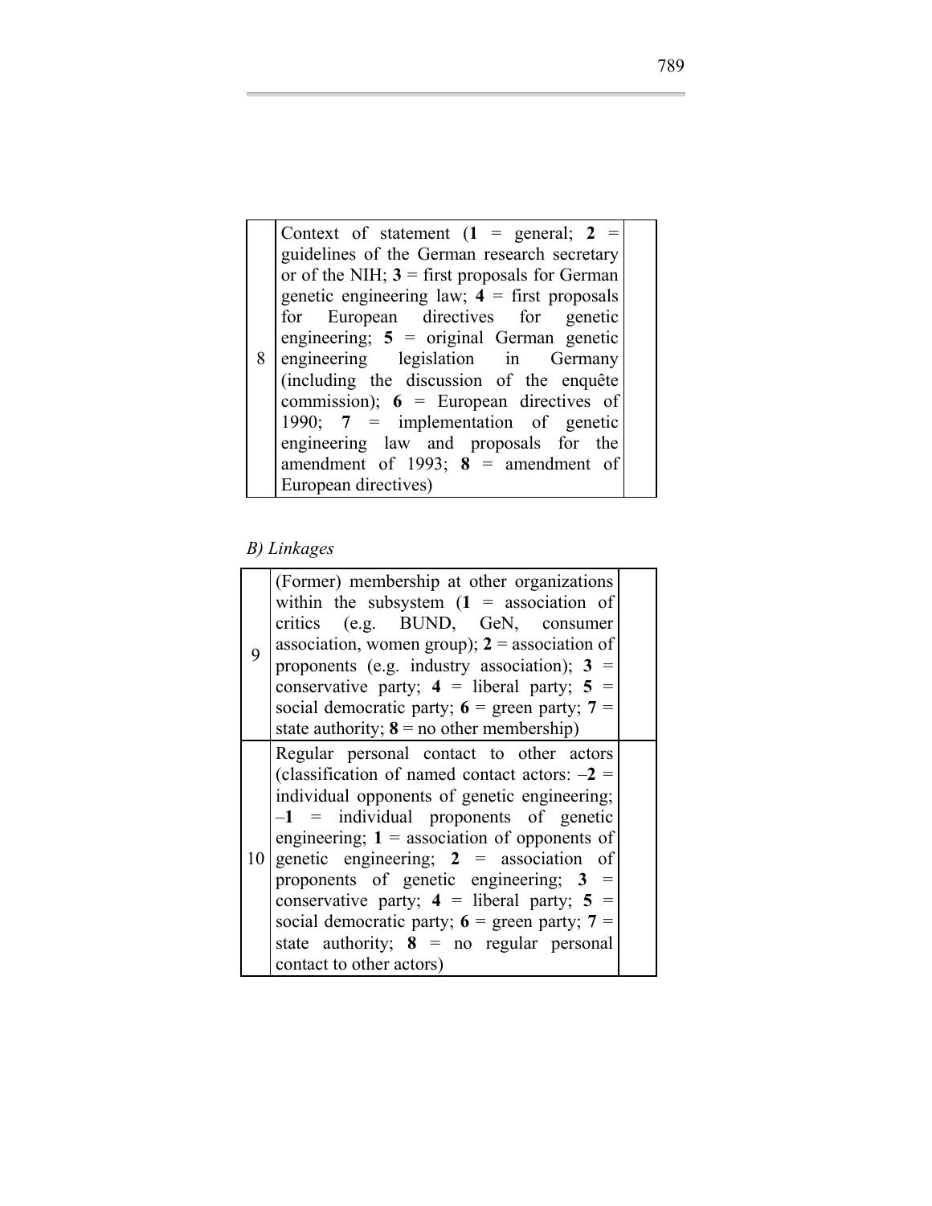| | | |
|---|---|---|
| 8 | Context of statement (**1** = general; **2** = guidelines of the German research secretary or of the NIH; **3** = first proposals for German genetic engineering law; **4** = first proposals for European directives for genetic engineering; **5** = original German genetic engineering legislation in Germany (including the discussion of the enquête commission); **6** = European directives of 1990; **7** = implementation of genetic engineering law and proposals for the amendment of 1993; **8** = amendment of European directives) | |

*B) Linkages*

| | | |
|---|---|---|
| 9 | (Former) membership at other organizations within the subsystem (**1** = association of critics (e.g. BUND, GeN, consumer association, women group); **2** = association of proponents (e.g. industry association); **3** = conservative party; **4** = liberal party; **5** = social democratic party; **6** = green party; **7** = state authority; **8** = no other membership) | |
| 10 | Regular personal contact to other actors (classification of named contact actors: –**2** = individual opponents of genetic engineering; –**1** = individual proponents of genetic engineering; **1** = association of opponents of genetic engineering; **2** = association of proponents of genetic engineering; **3** = conservative party; **4** = liberal party; **5** = social democratic party; **6** = green party; **7** = state authority; **8** = no regular personal contact to other actors) | |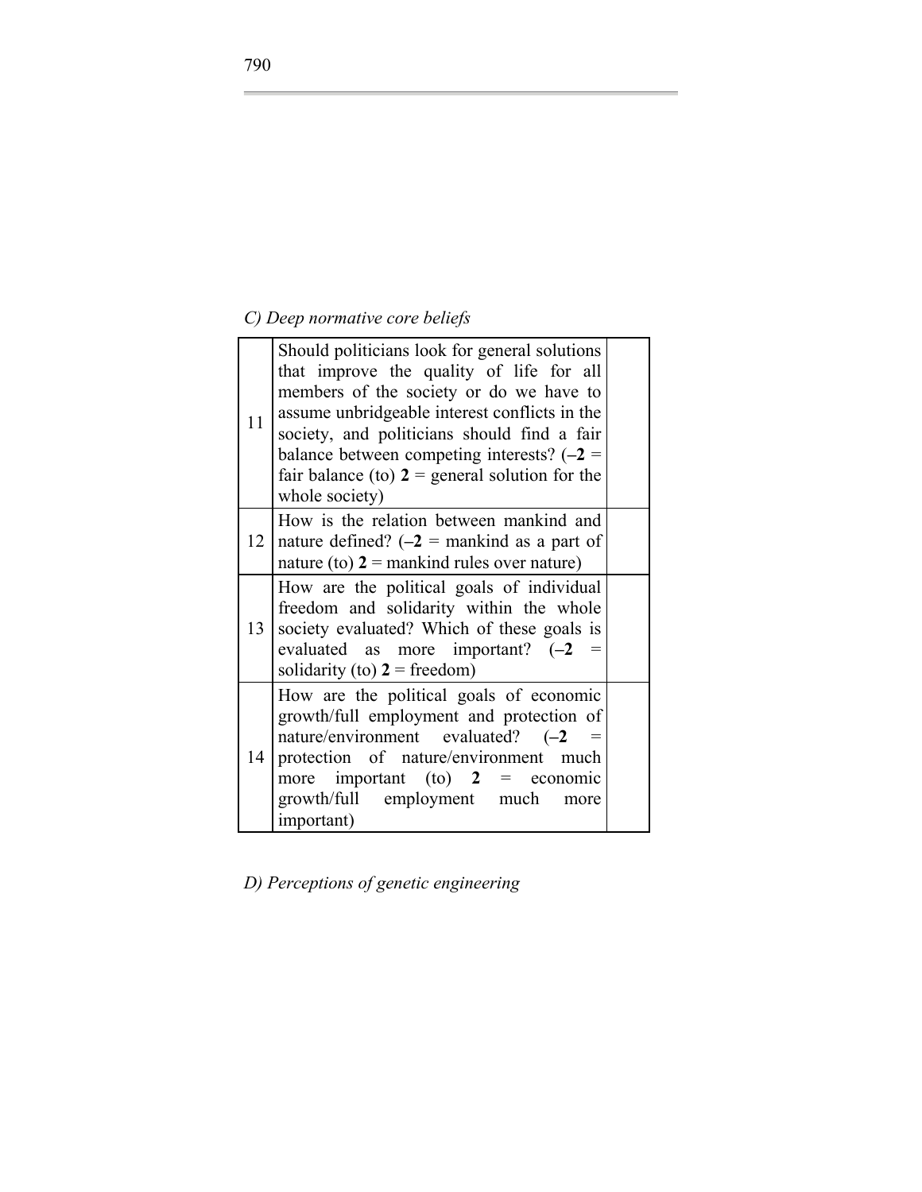*C) Deep normative core beliefs*

| | | |
|---|---|---|
| 11 | Should politicians look for general solutions that improve the quality of life for all members of the society or do we have to assume unbridgeable interest conflicts in the society, and politicians should find a fair balance between competing interests? (**–2** = fair balance (to) **2** = general solution for the whole society) | |
| 12 | How is the relation between mankind and nature defined? (**–2** = mankind as a part of nature (to) **2** = mankind rules over nature) | |
| 13 | How are the political goals of individual freedom and solidarity within the whole society evaluated? Which of these goals is evaluated as more important? (**–2** = solidarity (to) **2** = freedom) | |
| 14 | How are the political goals of economic growth/full employment and protection of nature/environment evaluated? (**–2** = protection of nature/environment much more important (to) **2** = economic growth/full employment much more important) | |

*D) Perceptions of genetic engineering*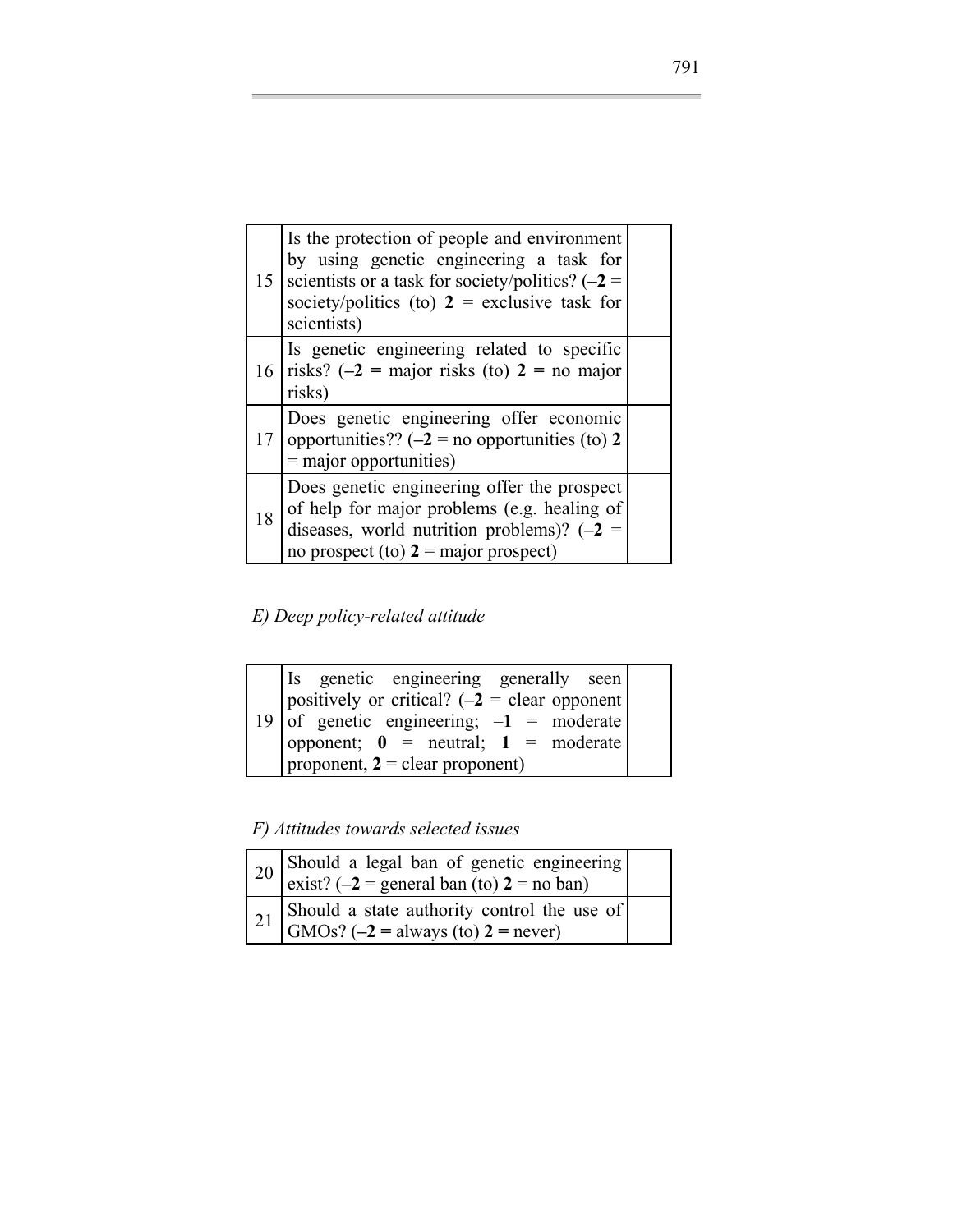| | | |
|---|---|---|
| 15 | Is the protection of people and environment by using genetic engineering a task for scientists or a task for society/politics? (**–2** = society/politics (to) **2** = exclusive task for scientists) | |
| 16 | Is genetic engineering related to specific risks? (**–2 =** major risks (to) **2 =** no major risks) | |
| 17 | Does genetic engineering offer economic opportunities?? (**–2** = no opportunities (to) **2** = major opportunities) | |
| 18 | Does genetic engineering offer the prospect of help for major problems (e.g. healing of diseases, world nutrition problems)? (**–2** = no prospect (to) **2** = major prospect) | |

*E) Deep policy-related attitude*

| | | |
|---|---|---|
| 19 | Is genetic engineering generally seen positively or critical? (**–2** = clear opponent of genetic engineering; –**1** = moderate opponent; **0** = neutral; **1** = moderate proponent, **2** = clear proponent) | |

*F) Attitudes towards selected issues*

| | | |
|---|---|---|
| 20 | Should a legal ban of genetic engineering exist? (**–2** = general ban (to) **2** = no ban) | |
| 21 | Should a state authority control the use of GMOs? (**–2 =** always (to) **2 =** never) | |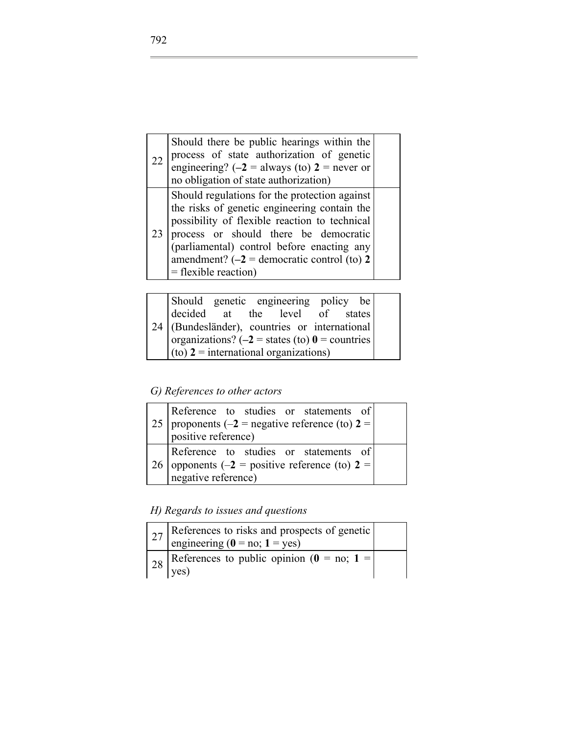| | | |
|---|---|---|
| 22 | Should there be public hearings within the process of state authorization of genetic engineering? (**–2** = always (to) **2** = never or no obligation of state authorization) | |
| 23 | Should regulations for the protection against the risks of genetic engineering contain the possibility of flexible reaction to technical process or should there be democratic (parliamental) control before enacting any amendment? (**–2** = democratic control (to) **2** = flexible reaction) | |

| | | |
|---|---|---|
| 24 | Should genetic engineering policy be decided at the level of states (Bundesländer), countries or international organizations? (**–2** = states (to) **0** = countries (to) **2** = international organizations) | |

*G) References to other actors*

| | | |
|---|---|---|
| 25 | Reference to studies or statements of proponents (–**2** = negative reference (to) **2** = positive reference) | |
| 26 | Reference to studies or statements of opponents (–**2** = positive reference (to) **2** = negative reference) | |

*H) Regards to issues and questions*

| | | |
|---|---|---|
| 27 | References to risks and prospects of genetic engineering (**0** = no; **1** = yes) | |
| 28 | References to public opinion (**0** = no; **1** = yes) | |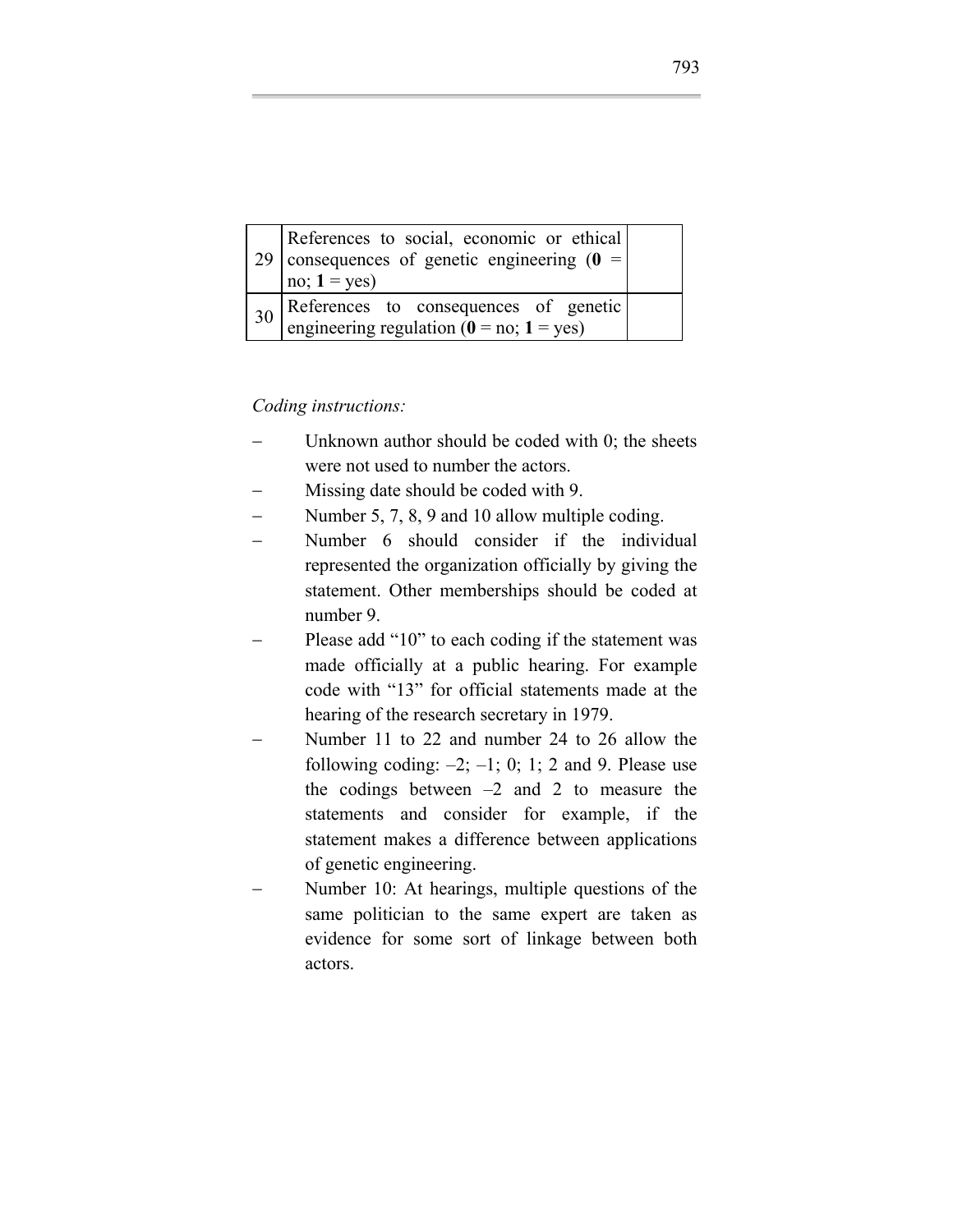| | | |
|---|---|---|
| 29 | References to social, economic or ethical consequences of genetic engineering (**0** = no; **1** = yes) | |
| 30 | References to consequences of genetic engineering regulation (**0** = no; **1** = yes) | |

*Coding instructions:*

- Unknown author should be coded with 0; the sheets were not used to number the actors.
- Missing date should be coded with 9.
- Number 5, 7, 8, 9 and 10 allow multiple coding.
- Number 6 should consider if the individual represented the organization officially by giving the statement. Other memberships should be coded at number 9.
- Please add "10" to each coding if the statement was made officially at a public hearing. For example code with "13" for official statements made at the hearing of the research secretary in 1979.
- Number 11 to 22 and number 24 to 26 allow the following coding: –2; –1; 0; 1; 2 and 9. Please use the codings between –2 and 2 to measure the statements and consider for example, if the statement makes a difference between applications of genetic engineering.
- Number 10: At hearings, multiple questions of the same politician to the same expert are taken as evidence for some sort of linkage between both actors.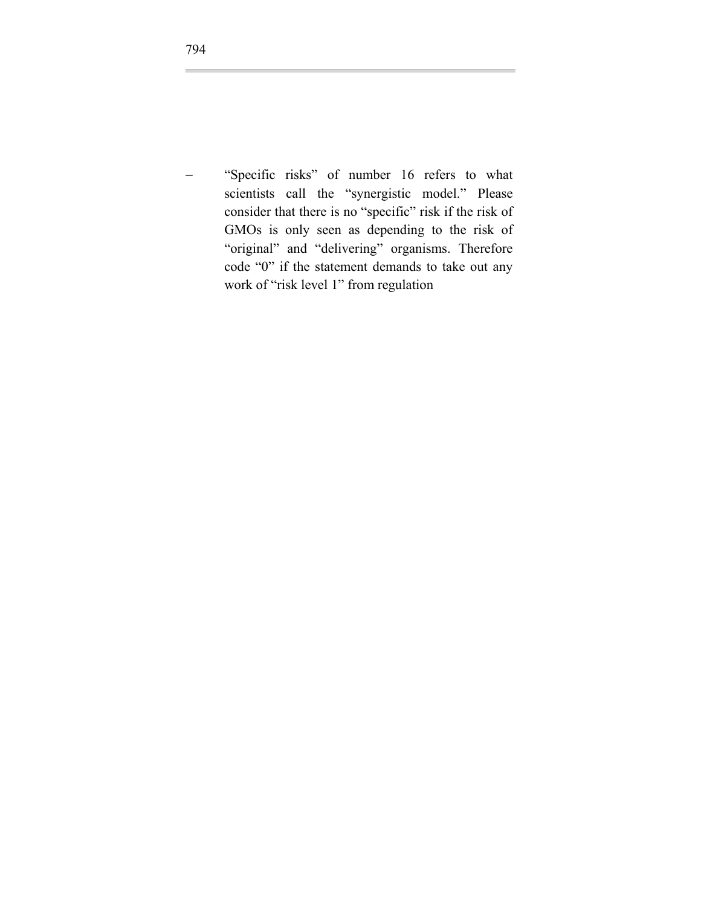- "Specific risks" of number 16 refers to what scientists call the "synergistic model." Please consider that there is no "specific" risk if the risk of GMOs is only seen as depending to the risk of "original" and "delivering" organisms. Therefore code "0" if the statement demands to take out any work of "risk level 1" from regulation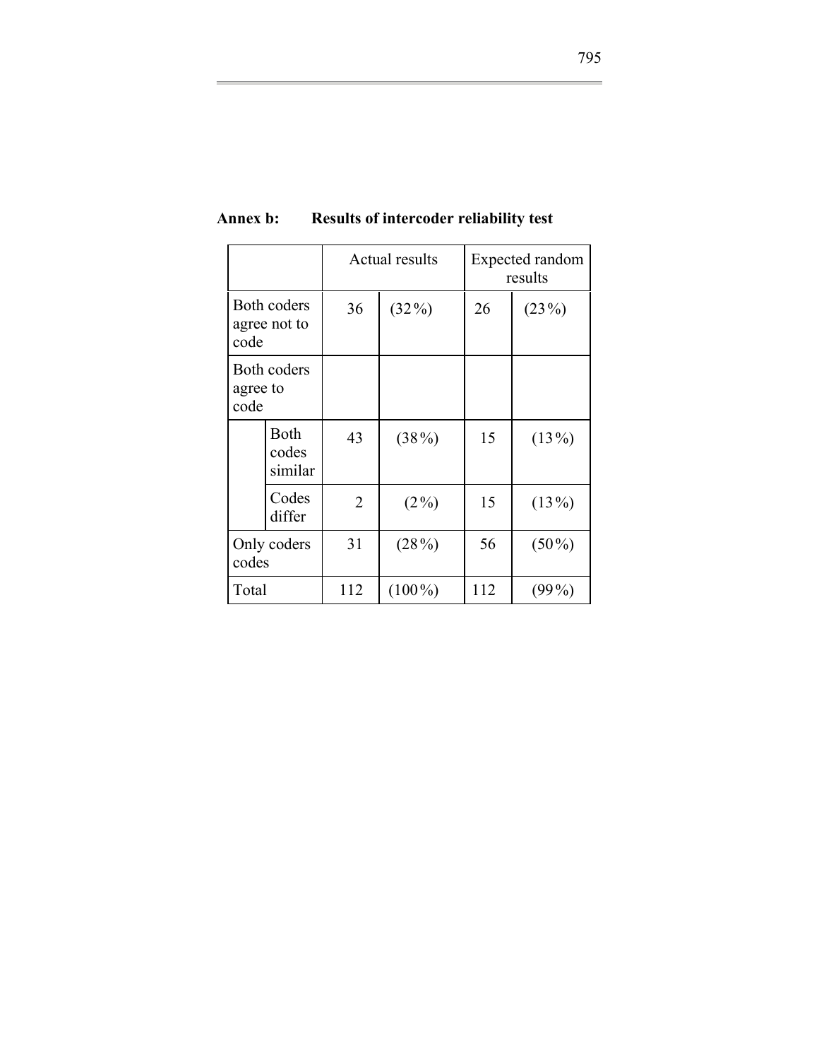**Annex b: Results of intercoder reliability test**

| | | Actual results | | Expected random results | |
|---|---|---|---|---|---|
| Both coders agree not to code | | 36 | (32%) | 26 | (23%) |
| Both coders agree to code | | | | | |
| | Both codes similar | 43 | (38%) | 15 | (13%) |
| | Codes differ | 2 | (2%) | 15 | (13%) |
| Only coders codes | | 31 | (28%) | 56 | (50%) |
| Total | | 112 | (100%) | 112 | (99%) |